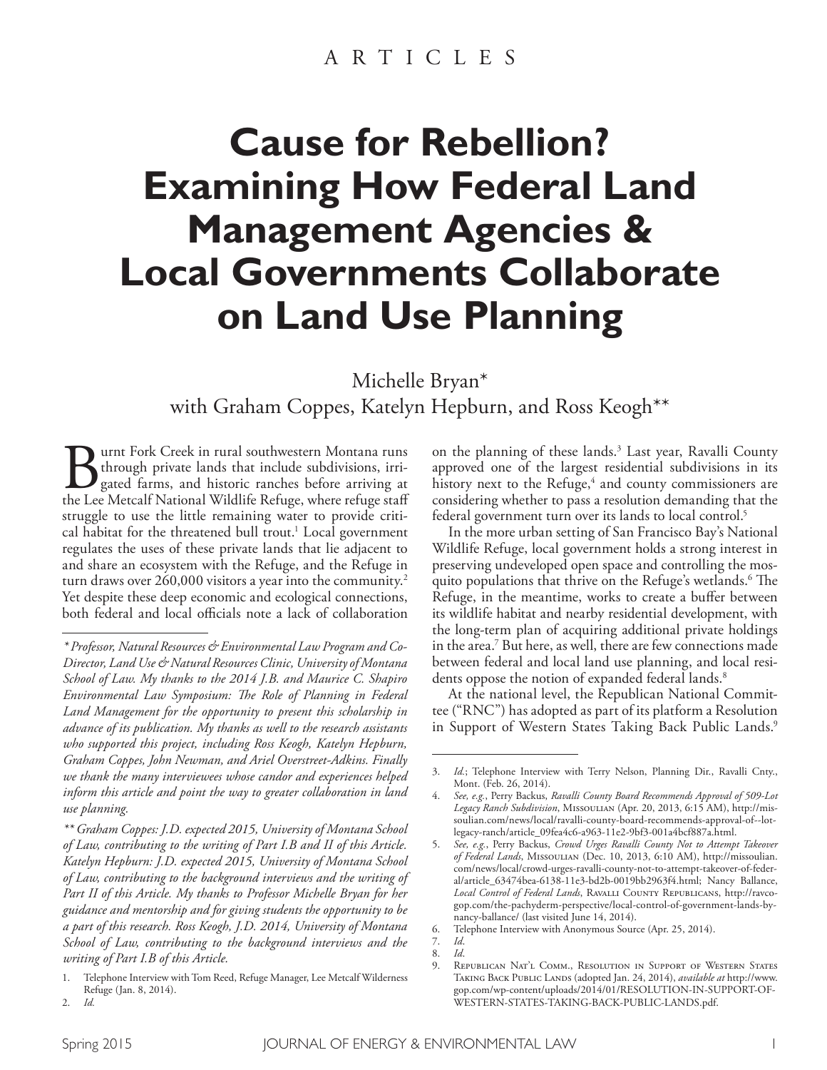ARTICLES

# Cause for Rebellion? Examining How Federal Land Management Agencies & Local Governments Collaborate on Land Use Planning

Michelle Bryan*
with Graham Coppes, Katelyn Hepburn, and Ross Keogh**

Burnt Fork Creek in rural southwestern Montana runs through private lands that include subdivisions, irrigated farms, and historic ranches before arriving at the Lee Metcalf National Wildlife Refuge, where refuge staff struggle to use the little remaining water to provide critical habitat for the threatened bull trout.[1] Local government regulates the uses of these private lands that lie adjacent to and share an ecosystem with the Refuge, and the Refuge in turn draws over 260,000 visitors a year into the community.[2] Yet despite these deep economic and ecological connections, both federal and local officials note a lack of collaboration on the planning of these lands.[3] Last year, Ravalli County approved one of the largest residential subdivisions in its history next to the Refuge,[4] and county commissioners are considering whether to pass a resolution demanding that the federal government turn over its lands to local control.[5]

In the more urban setting of San Francisco Bay's National Wildlife Refuge, local government holds a strong interest in preserving undeveloped open space and controlling the mosquito populations that thrive on the Refuge's wetlands.[6] The Refuge, in the meantime, works to create a buffer between its wildlife habitat and nearby residential development, with the long-term plan of acquiring additional private holdings in the area.[7] But here, as well, there are few connections made between federal and local land use planning, and local residents oppose the notion of expanded federal lands.[8]

At the national level, the Republican National Committee ("RNC") has adopted as part of its platform a Resolution in Support of Western States Taking Back Public Lands.[9]

---

*\* Professor, Natural Resources & Environmental Law Program and Co-Director, Land Use & Natural Resources Clinic, University of Montana School of Law. My thanks to the 2014 J.B. and Maurice C. Shapiro Environmental Law Symposium: The Role of Planning in Federal Land Management for the opportunity to present this scholarship in advance of its publication. My thanks as well to the research assistants who supported this project, including Ross Keogh, Katelyn Hepburn, Graham Coppes, John Newman, and Ariel Overstreet-Adkins. Finally we thank the many interviewees whose candor and experiences helped inform this article and point the way to greater collaboration in land use planning.*

*\*\* Graham Coppes: J.D. expected 2015, University of Montana School of Law, contributing to the writing of Part I.B and II of this Article. Katelyn Hepburn: J.D. expected 2015, University of Montana School of Law, contributing to the background interviews and the writing of Part II of this Article. My thanks to Professor Michelle Bryan for her guidance and mentorship and for giving students the opportunity to be a part of this research. Ross Keogh, J.D. 2014, University of Montana School of Law, contributing to the background interviews and the writing of Part I.B of this Article.*

1. Telephone Interview with Tom Reed, Refuge Manager, Lee Metcalf Wilderness Refuge (Jan. 8, 2014).
2. *Id.*
3. *Id.*; Telephone Interview with Terry Nelson, Planning Dir., Ravalli Cnty., Mont. (Feb. 26, 2014).
4. *See, e.g.*, Perry Backus, *Ravalli County Board Recommends Approval of 509-Lot Legacy Ranch Subdivision*, Missoulian (Apr. 20, 2013, 6:15 AM), http://missoulian.com/news/local/ravalli-county-board-recommends-approval-of--lot-legacy-ranch/article_09fea4c6-a963-11e2-9bf3-001a4bcf887a.html.
5. *See, e.g.*, Perry Backus, *Crowd Urges Ravalli County Not to Attempt Takeover of Federal Lands*, Missoulian (Dec. 10, 2013, 6:10 AM), http://missoulian.com/news/local/crowd-urges-ravalli-county-not-to-attempt-takeover-of-federal/article_63474bea-6138-11e3-bd2b-0019bb2963f4.html; Nancy Ballance, *Local Control of Federal Lands*, Ravalli County Republicans, http://ravcogop.com/the-pachyderm-perspective/local-control-of-government-lands-by-nancy-ballance/ (last visited June 14, 2014).
6. Telephone Interview with Anonymous Source (Apr. 25, 2014).
7. *Id.*
8. *Id.*
9. Republican Nat'l Comm., Resolution in Support of Western States Taking Back Public Lands (adopted Jan. 24, 2014), *available at* http://www.gop.com/wp-content/uploads/2014/01/RESOLUTION-IN-SUPPORT-OF-WESTERN-STATES-TAKING-BACK-PUBLIC-LANDS.pdf.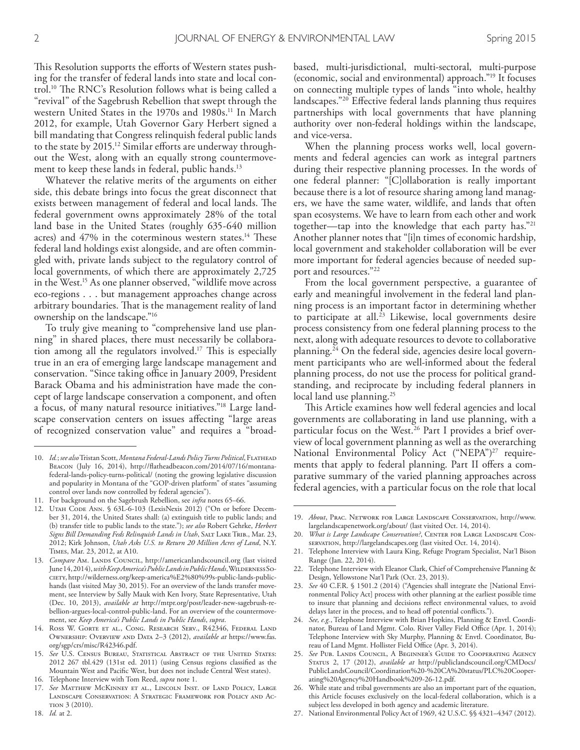This Resolution supports the efforts of Western states pushing for the transfer of federal lands into state and local control.[10] The RNC's Resolution follows what is being called a "revival" of the Sagebrush Rebellion that swept through the western United States in the 1970s and 1980s.[11] In March 2012, for example, Utah Governor Gary Herbert signed a bill mandating that Congress relinquish federal public lands to the state by 2015.[12] Similar efforts are underway throughout the West, along with an equally strong countermovement to keep these lands in federal, public hands.[13]

Whatever the relative merits of the arguments on either side, this debate brings into focus the great disconnect that exists between management of federal and local lands. The federal government owns approximately 28% of the total land base in the United States (roughly 635-640 million acres) and 47% in the coterminous western states.[14] These federal land holdings exist alongside, and are often commingled with, private lands subject to the regulatory control of local governments, of which there are approximately 2,725 in the West.[15] As one planner observed, "wildlife move across eco-regions . . . but management approaches change across arbitrary boundaries. That is the management reality of land ownership on the landscape."[16]

To truly give meaning to "comprehensive land use planning" in shared places, there must necessarily be collaboration among all the regulators involved.[17] This is especially true in an era of emerging large landscape management and conservation. "Since taking office in January 2009, President Barack Obama and his administration have made the concept of large landscape conservation a component, and often a focus, of many natural resource initiatives."[18] Large landscape conservation centers on issues affecting "large areas of recognized conservation value" and requires a "broad-based, multi-jurisdictional, multi-sectoral, multi-purpose (economic, social and environmental) approach."[19] It focuses on connecting multiple types of lands "into whole, healthy landscapes."[20] Effective federal lands planning thus requires partnerships with local governments that have planning authority over non-federal holdings within the landscape, and vice-versa.

When the planning process works well, local governments and federal agencies can work as integral partners during their respective planning processes. In the words of one federal planner: "[C]ollaboration is really important because there is a lot of resource sharing among land managers, we have the same water, wildlife, and lands that often span ecosystems. We have to learn from each other and work together—tap into the knowledge that each party has."[21] Another planner notes that "[i]n times of economic hardship, local government and stakeholder collaboration will be ever more important for federal agencies because of needed support and resources."[22]

From the local government perspective, a guarantee of early and meaningful involvement in the federal land planning process is an important factor in determining whether to participate at all.[23] Likewise, local governments desire process consistency from one federal planning process to the next, along with adequate resources to devote to collaborative planning.[24] On the federal side, agencies desire local government participants who are well-informed about the federal planning process, do not use the process for political grandstanding, and reciprocate by including federal planners in local land use planning.[25]

This Article examines how well federal agencies and local governments are collaborating in land use planning, with a particular focus on the West.[26] Part I provides a brief overview of local government planning as well as the overarching National Environmental Policy Act ("NEPA")[27] requirements that apply to federal planning. Part II offers a comparative summary of the varied planning approaches across federal agencies, with a particular focus on the role that local

---

10. *Id.*; *see also* Tristan Scott, *Montana Federal-Lands Policy Turns Political*, Flathead Beacon (July 16, 2014), http://flatheadbeacon.com/2014/07/16/montana-federal-lands-policy-turns-political/ (noting the growing legislative discussion and popularity in Montana of the "GOP-driven platform" of states "assuming control over lands now controlled by federal agencies").
11. For background on the Sagebrush Rebellion, see *infra* notes 65–66.
12. Utah Code Ann. § 63L-6-103 (LexisNexis 2012) ("On or before December 31, 2014, the United States shall: (a) extinguish title to public lands; and (b) transfer title to public lands to the state."); *see also* Robert Gehrke, *Herbert Signs Bill Demanding Feds Relinquish Lands in Utah*, Salt Lake Trib., Mar. 23, 2012; Kirk Johnson, *Utah Asks U.S. to Return 20 Million Acres of Land*, N.Y. Times, Mar. 23, 2012, at A10.
13. *Compare* Am. Lands Council, http://americanlandscouncil.org (last visited June 14, 2014), *with Keep America's Public Lands in Public Hands*, Wilderness Society, http://wilderness.org/keep-america%E2%80%99s-public-lands-public-hands (last visited May 30, 2015). For an overview of the lands transfer movement, see Interview by Sally Mauk with Ken Ivory, State Representative, Utah (Dec. 10, 2013), *available at* http://mtpr.org/post/leader-new-sagebrush-rebellion-argues-local-control-public-land. For an overview of the countermovement, see *Keep America's Public Lands in Public Hands*, *supra*.
14. Ross W. Gorte et al., Cong. Research Serv., R42346, Federal Land Ownership: Overview and Data 2–3 (2012), *available at* https://www.fas.org/sgp/crs/misc/R42346.pdf.
15. *See* U.S. Census Bureau, Statistical Abstract of the United States: 2012 267 tbl.429 (131st ed. 2011) (using Census regions classified as the Mountain West and Pacific West, but does not include Central West states).
16. Telephone Interview with Tom Reed, *supra* note 1.
17. *See* Matthew McKinney et al., Lincoln Inst. of Land Policy, Large Landscape Conservation: A Strategic Framework for Policy and Action 3 (2010).
18. *Id.* at 2.
19. *About*, Prac. Network for Large Landscape Conservation, http://www.largelandscapenetwork.org/about/ (last visited Oct. 14, 2014).
20. *What is Large Landscape Conservation?*, Center for Large Landscape Conservation, http://largelandscapes.org (last visited Oct. 14, 2014).
21. Telephone Interview with Laura King, Refuge Program Specialist, Nat'l Bison Range (Jan. 22, 2014).
22. Telephone Interview with Eleanor Clark, Chief of Comprehensive Planning & Design, Yellowstone Nat'l Park (Oct. 23, 2013).
23. *See* 40 C.F.R. § 1501.2 (2014) ("Agencies shall integrate the [National Environmental Policy Act] process with other planning at the earliest possible time to insure that planning and decisions reflect environmental values, to avoid delays later in the process, and to head off potential conflicts.").
24. *See, e.g.*, Telephone Interview with Brian Hopkins, Planning & Envtl. Coordinator, Bureau of Land Mgmt. Colo. River Valley Field Office (Apr. 1, 2014); Telephone Interview with Sky Murphy, Planning & Envtl. Coordinator, Bureau of Land Mgmt. Hollister Field Office (Apr. 3, 2014).
25. *See* Pub. Lands Council, A Beginner's Guide to Cooperating Agency Status 2, 17 (2012), *available at* http://publiclandscouncil.org/CMDocs/PublicLandsCouncil/Coordination%20-%20CA%20status/PLC%20Cooperating%20Agency%20Handbook%209-26-12.pdf.
26. While state and tribal governments are also an important part of the equation, this Article focuses exclusively on the local-federal collaboration, which is a subject less developed in both agency and academic literature.
27. National Environmental Policy Act of 1969, 42 U.S.C. §§ 4321–4347 (2012).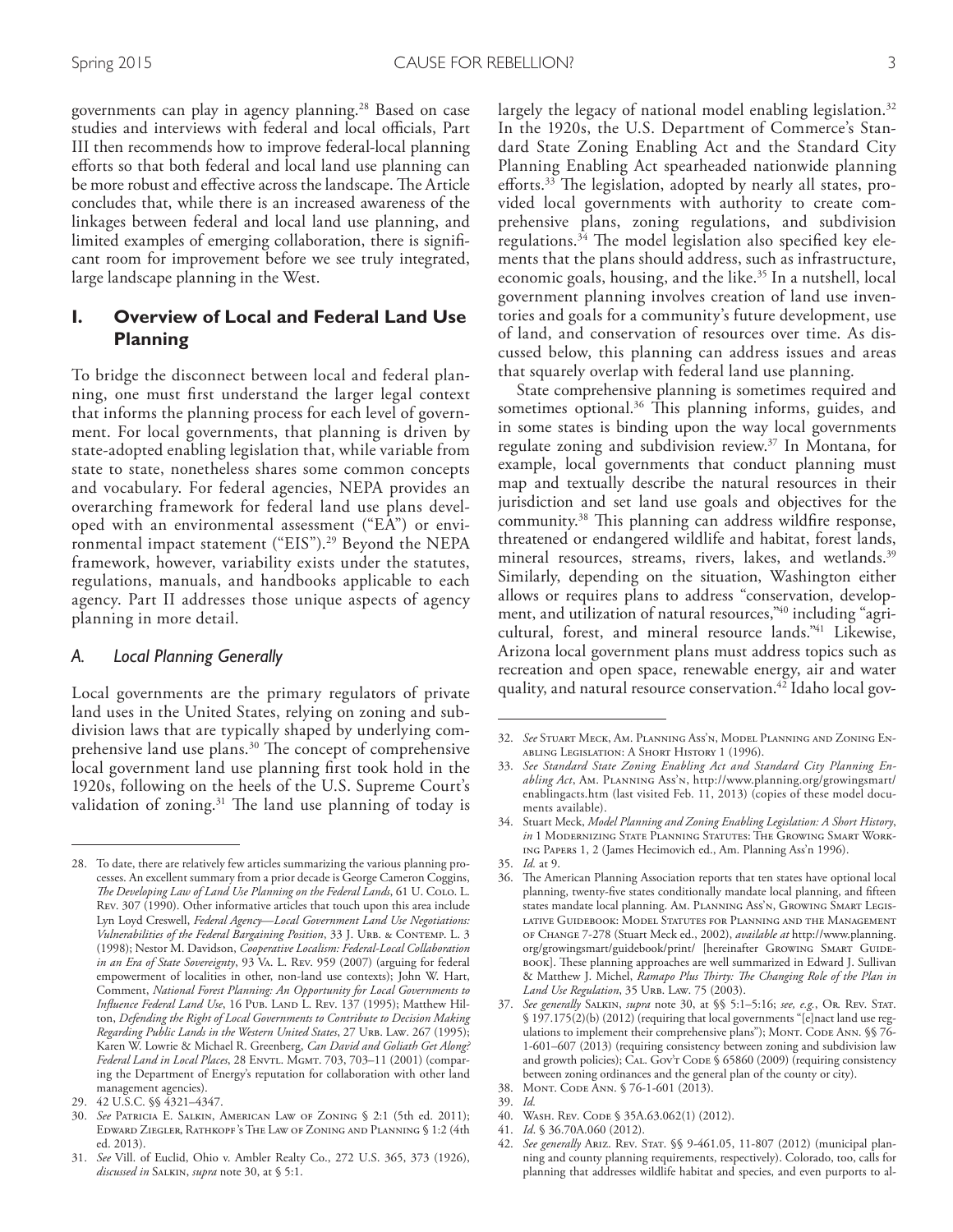governments can play in agency planning.[28] Based on case studies and interviews with federal and local officials, Part III then recommends how to improve federal-local planning efforts so that both federal and local land use planning can be more robust and effective across the landscape. The Article concludes that, while there is an increased awareness of the linkages between federal and local land use planning, and limited examples of emerging collaboration, there is significant room for improvement before we see truly integrated, large landscape planning in the West.

## I. Overview of Local and Federal Land Use Planning

To bridge the disconnect between local and federal planning, one must first understand the larger legal context that informs the planning process for each level of government. For local governments, that planning is driven by state-adopted enabling legislation that, while variable from state to state, nonetheless shares some common concepts and vocabulary. For federal agencies, NEPA provides an overarching framework for federal land use plans developed with an environmental assessment ("EA") or environmental impact statement ("EIS").[29] Beyond the NEPA framework, however, variability exists under the statutes, regulations, manuals, and handbooks applicable to each agency. Part II addresses those unique aspects of agency planning in more detail.

### *A. Local Planning Generally*

Local governments are the primary regulators of private land uses in the United States, relying on zoning and subdivision laws that are typically shaped by underlying comprehensive land use plans.[30] The concept of comprehensive local government land use planning first took hold in the 1920s, following on the heels of the U.S. Supreme Court's validation of zoning.[31] The land use planning of today is largely the legacy of national model enabling legislation.[32] In the 1920s, the U.S. Department of Commerce's Standard State Zoning Enabling Act and the Standard City Planning Enabling Act spearheaded nationwide planning efforts.[33] The legislation, adopted by nearly all states, provided local governments with authority to create comprehensive plans, zoning regulations, and subdivision regulations.[34] The model legislation also specified key elements that the plans should address, such as infrastructure, economic goals, housing, and the like.[35] In a nutshell, local government planning involves creation of land use inventories and goals for a community's future development, use of land, and conservation of resources over time. As discussed below, this planning can address issues and areas that squarely overlap with federal land use planning.

State comprehensive planning is sometimes required and sometimes optional.[36] This planning informs, guides, and in some states is binding upon the way local governments regulate zoning and subdivision review.[37] In Montana, for example, local governments that conduct planning must map and textually describe the natural resources in their jurisdiction and set land use goals and objectives for the community.[38] This planning can address wildfire response, threatened or endangered wildlife and habitat, forest lands, mineral resources, streams, rivers, lakes, and wetlands.[39] Similarly, depending on the situation, Washington either allows or requires plans to address "conservation, development, and utilization of natural resources,"[40] including "agricultural, forest, and mineral resource lands."[41] Likewise, Arizona local government plans must address topics such as recreation and open space, renewable energy, air and water quality, and natural resource conservation.[42] Idaho local gov-

---

28. To date, there are relatively few articles summarizing the various planning processes. An excellent summary from a prior decade is George Cameron Coggins, *The Developing Law of Land Use Planning on the Federal Lands*, 61 U. Colo. L. Rev. 307 (1990). Other informative articles that touch upon this area include Lyn Loyd Creswell, *Federal Agency—Local Government Land Use Negotiations: Vulnerabilities of the Federal Bargaining Position*, 33 J. Urb. & Contemp. L. 3 (1998); Nestor M. Davidson, *Cooperative Localism: Federal-Local Collaboration in an Era of State Sovereignty*, 93 Va. L. Rev. 959 (2007) (arguing for federal empowerment of localities in other, non-land use contexts); John W. Hart, Comment, *National Forest Planning: An Opportunity for Local Governments to Influence Federal Land Use*, 16 Pub. Land L. Rev. 137 (1995); Matthew Hilton, *Defending the Right of Local Governments to Contribute to Decision Making Regarding Public Lands in the Western United States*, 27 Urb. Law. 267 (1995); Karen W. Lowrie & Michael R. Greenberg, *Can David and Goliath Get Along? Federal Land in Local Places*, 28 Envtl. Mgmt. 703, 703–11 (2001) (comparing the Department of Energy's reputation for collaboration with other land management agencies).
29. 42 U.S.C. §§ 4321–4347.
30. *See* Patricia E. Salkin, American Law of Zoning § 2:1 (5th ed. 2011); Edward Ziegler, Rathkopf's The Law of Zoning and Planning § 1:2 (4th ed. 2013).
31. *See* Vill. of Euclid, Ohio v. Ambler Realty Co., 272 U.S. 365, 373 (1926), *discussed in* Salkin, *supra* note 30, at § 5:1.
32. *See* Stuart Meck, Am. Planning Ass'n, Model Planning and Zoning Enabling Legislation: A Short History 1 (1996).
33. *See Standard State Zoning Enabling Act and Standard City Planning Enabling Act*, Am. Planning Ass'n, http://www.planning.org/growingsmart/enablingacts.htm (last visited Feb. 11, 2013) (copies of these model documents available).
34. Stuart Meck, *Model Planning and Zoning Enabling Legislation: A Short History*, *in* 1 Modernizing State Planning Statutes: The Growing Smart Working Papers 1, 2 (James Hecimovich ed., Am. Planning Ass'n 1996).
35. *Id.* at 9.
36. The American Planning Association reports that ten states have optional local planning, twenty-five states conditionally mandate local planning, and fifteen states mandate local planning. Am. Planning Ass'n, Growing Smart Legislative Guidebook: Model Statutes for Planning and the Management of Change 7-278 (Stuart Meck ed., 2002), *available at* http://www.planning.org/growingsmart/guidebook/print/ [hereinafter Growing Smart Guidebook]. These planning approaches are well summarized in Edward J. Sullivan & Matthew J. Michel, *Ramapo Plus Thirty: The Changing Role of the Plan in Land Use Regulation*, 35 Urb. Law. 75 (2003).
37. *See generally* Salkin, *supra* note 30, at §§ 5:1–5:16; *see, e.g.*, Or. Rev. Stat. § 197.175(2)(b) (2012) (requiring that local governments "[e]nact land use regulations to implement their comprehensive plans"); Mont. Code Ann. §§ 76-1-601–607 (2013) (requiring consistency between zoning and subdivision law and growth policies); Cal. Gov't Code § 65860 (2009) (requiring consistency between zoning ordinances and the general plan of the county or city).
38. Mont. Code Ann. § 76-1-601 (2013).
39. *Id.*
40. Wash. Rev. Code § 35A.63.062(1) (2012).
41. *Id*. § 36.70A.060 (2012).
42. *See generally* Ariz. Rev. Stat. §§ 9-461.05, 11-807 (2012) (municipal planning and county planning requirements, respectively). Colorado, too, calls for planning that addresses wildlife habitat and species, and even purports to al-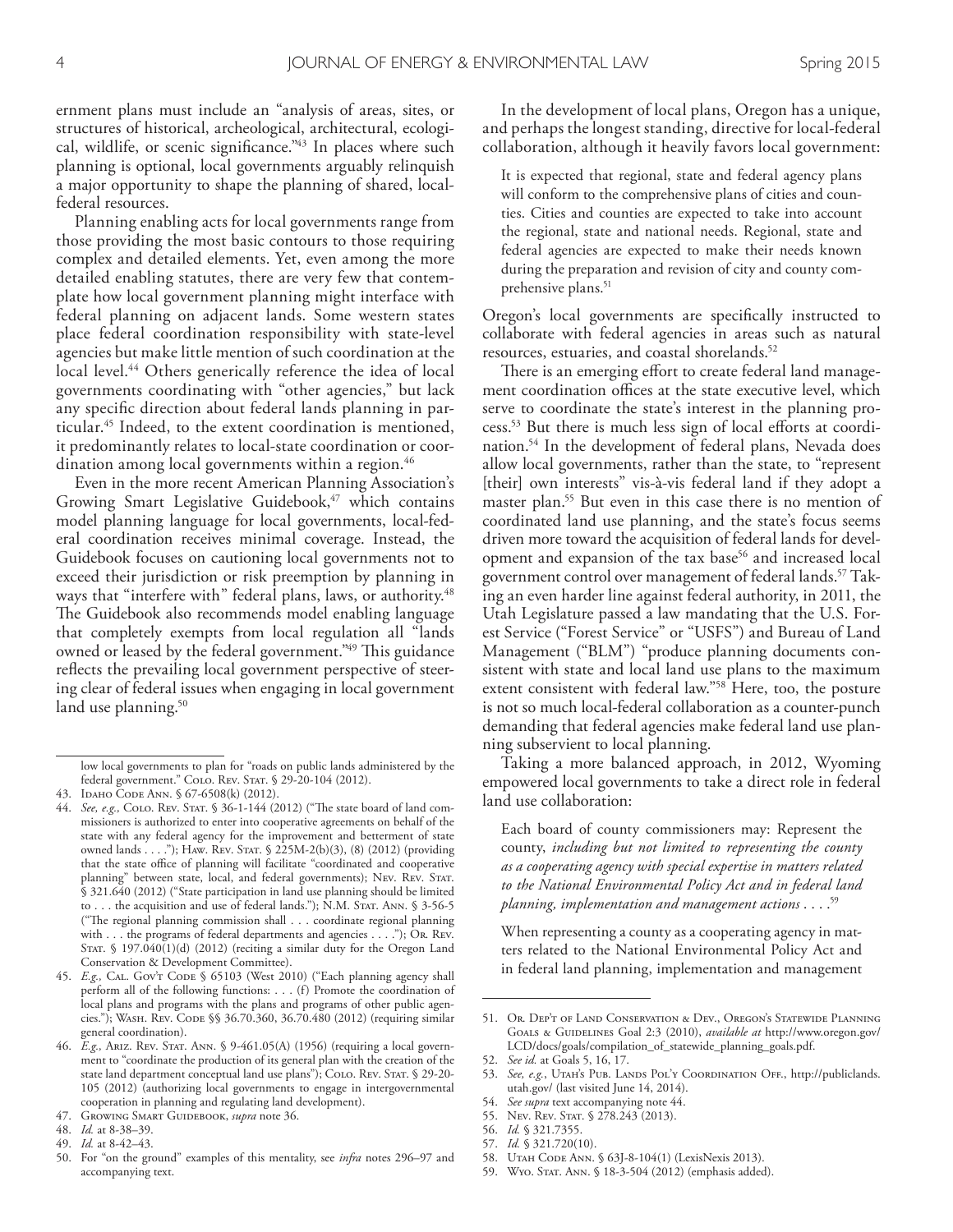ernment plans must include an "analysis of areas, sites, or structures of historical, archeological, architectural, ecological, wildlife, or scenic significance."[43] In places where such planning is optional, local governments arguably relinquish a major opportunity to shape the planning of shared, local-federal resources.

Planning enabling acts for local governments range from those providing the most basic contours to those requiring complex and detailed elements. Yet, even among the more detailed enabling statutes, there are very few that contemplate how local government planning might interface with federal planning on adjacent lands. Some western states place federal coordination responsibility with state-level agencies but make little mention of such coordination at the local level.[44] Others generically reference the idea of local governments coordinating with "other agencies," but lack any specific direction about federal lands planning in particular.[45] Indeed, to the extent coordination is mentioned, it predominantly relates to local-state coordination or coordination among local governments within a region.[46]

Even in the more recent American Planning Association's Growing Smart Legislative Guidebook,[47] which contains model planning language for local governments, local-federal coordination receives minimal coverage. Instead, the Guidebook focuses on cautioning local governments not to exceed their jurisdiction or risk preemption by planning in ways that "interfere with" federal plans, laws, or authority.[48] The Guidebook also recommends model enabling language that completely exempts from local regulation all "lands owned or leased by the federal government."[49] This guidance reflects the prevailing local government perspective of steering clear of federal issues when engaging in local government land use planning.[50]

In the development of local plans, Oregon has a unique, and perhaps the longest standing, directive for local-federal collaboration, although it heavily favors local government:

> It is expected that regional, state and federal agency plans will conform to the comprehensive plans of cities and counties. Cities and counties are expected to take into account the regional, state and national needs. Regional, state and federal agencies are expected to make their needs known during the preparation and revision of city and county comprehensive plans.[51]

Oregon's local governments are specifically instructed to collaborate with federal agencies in areas such as natural resources, estuaries, and coastal shorelands.[52]

There is an emerging effort to create federal land management coordination offices at the state executive level, which serve to coordinate the state's interest in the planning process.[53] But there is much less sign of local efforts at coordination.[54] In the development of federal plans, Nevada does allow local governments, rather than the state, to "represent [their] own interests" vis-à-vis federal land if they adopt a master plan.[55] But even in this case there is no mention of coordinated land use planning, and the state's focus seems driven more toward the acquisition of federal lands for development and expansion of the tax base[56] and increased local government control over management of federal lands.[57] Taking an even harder line against federal authority, in 2011, the Utah Legislature passed a law mandating that the U.S. Forest Service ("Forest Service" or "USFS") and Bureau of Land Management ("BLM") "produce planning documents consistent with state and local land use plans to the maximum extent consistent with federal law."[58] Here, too, the posture is not so much local-federal collaboration as a counter-punch demanding that federal agencies make federal land use planning subservient to local planning.

Taking a more balanced approach, in 2012, Wyoming empowered local governments to take a direct role in federal land use collaboration:

> Each board of county commissioners may: Represent the county, *including but not limited to representing the county as a cooperating agency with special expertise in matters related to the National Environmental Policy Act and in federal land planning, implementation and management actions* . . . .[59]

When representing a county as a cooperating agency in matters related to the National Environmental Policy Act and in federal land planning, implementation and management

---

low local governments to plan for "roads on public lands administered by the federal government." Colo. Rev. Stat. § 29-20-104 (2012).

43. Idaho Code Ann. § 67-6508(k) (2012).

44. *See, e.g.,* Colo. Rev. Stat. § 36-1-144 (2012) ("The state board of land commissioners is authorized to enter into cooperative agreements on behalf of the state with any federal agency for the improvement and betterment of state owned lands . . . ."); Haw. Rev. Stat. § 225M-2(b)(3), (8) (2012) (providing that the state office of planning will facilitate "coordinated and cooperative planning" between state, local, and federal governments); Nev. Rev. Stat. § 321.640 (2012) ("State participation in land use planning should be limited to . . . the acquisition and use of federal lands."); N.M. Stat. Ann. § 3-56-5 ("The regional planning commission shall . . . coordinate regional planning with . . . the programs of federal departments and agencies . . . ."); Or. Rev. Stat. § 197.040(1)(d) (2012) (reciting a similar duty for the Oregon Land Conservation & Development Committee).

45. *E.g.,* Cal. Gov't Code § 65103 (West 2010) ("Each planning agency shall perform all of the following functions: . . . (f) Promote the coordination of local plans and programs with the plans and programs of other public agencies."); Wash. Rev. Code §§ 36.70.360, 36.70.480 (2012) (requiring similar general coordination).

46. *E.g.,* Ariz. Rev. Stat. Ann. § 9-461.05(A) (1956) (requiring a local government to "coordinate the production of its general plan with the creation of the state land department conceptual land use plans"); Colo. Rev. Stat. § 29-20-105 (2012) (authorizing local governments to engage in intergovernmental cooperation in planning and regulating land development).

47. Growing Smart Guidebook, *supra* note 36.

48. *Id.* at 8-38–39.

49. *Id.* at 8-42–43.

50. For "on the ground" examples of this mentality, see *infra* notes 296–97 and accompanying text.

51. Or. Dep't of Land Conservation & Dev., Oregon's Statewide Planning Goals & Guidelines Goal 2:3 (2010), *available at* http://www.oregon.gov/LCD/docs/goals/compilation_of_statewide_planning_goals.pdf.

52. *See id.* at Goals 5, 16, 17.

53. *See, e.g.,* Utah's Pub. Lands Pol'y Coordination Off., http://publiclands.utah.gov/ (last visited June 14, 2014).

54. *See supra* text accompanying note 44.

55. Nev. Rev. Stat. § 278.243 (2013).

56. *Id.* § 321.7355.

57. *Id.* § 321.720(10).

58. Utah Code Ann. § 63J-8-104(1) (LexisNexis 2013).

59. Wyo. Stat. Ann. § 18-3-504 (2012) (emphasis added).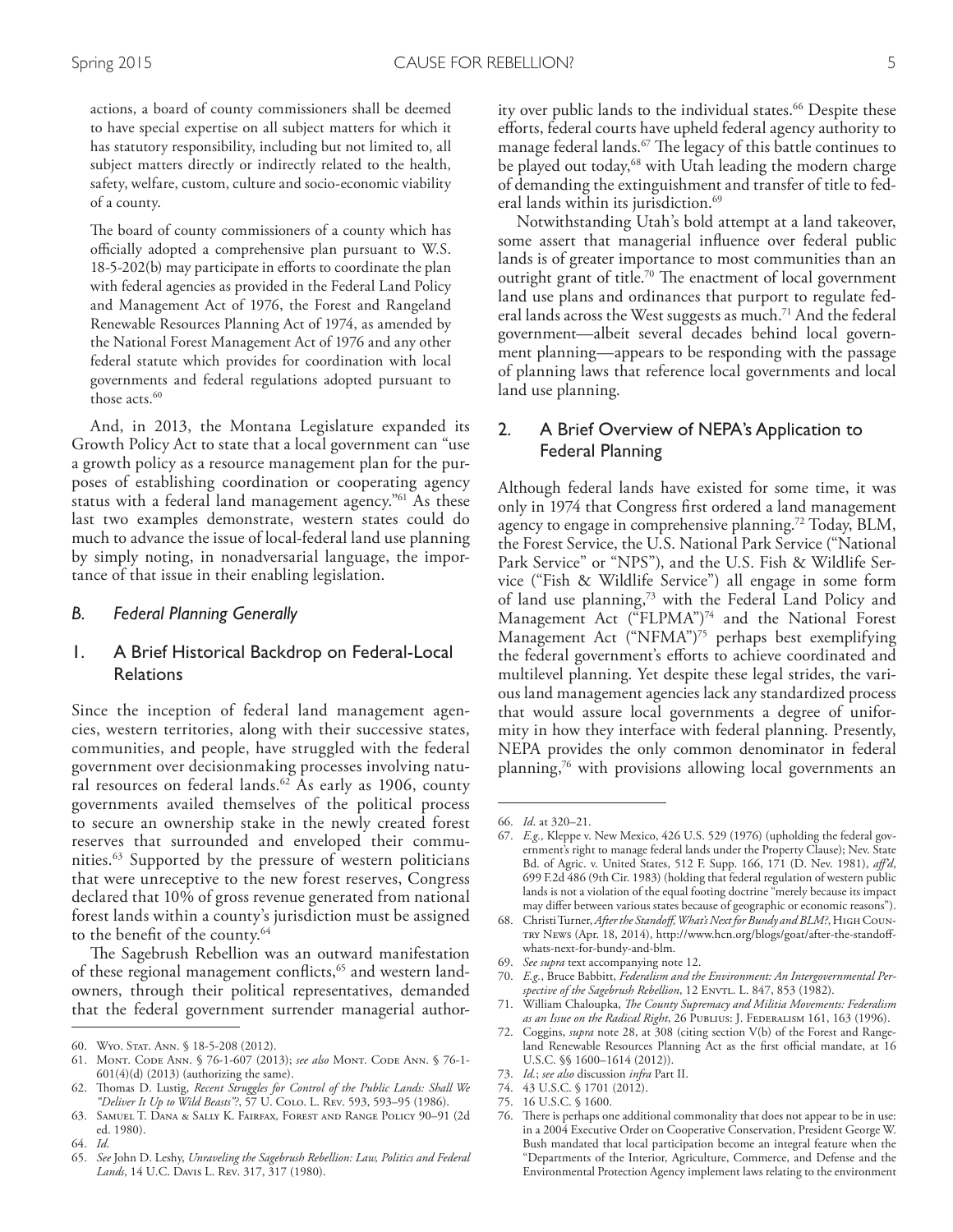actions, a board of county commissioners shall be deemed to have special expertise on all subject matters for which it has statutory responsibility, including but not limited to, all subject matters directly or indirectly related to the health, safety, welfare, custom, culture and socio-economic viability of a county.

The board of county commissioners of a county which has officially adopted a comprehensive plan pursuant to W.S. 18-5-202(b) may participate in efforts to coordinate the plan with federal agencies as provided in the Federal Land Policy and Management Act of 1976, the Forest and Rangeland Renewable Resources Planning Act of 1974, as amended by the National Forest Management Act of 1976 and any other federal statute which provides for coordination with local governments and federal regulations adopted pursuant to those acts.[60]

And, in 2013, the Montana Legislature expanded its Growth Policy Act to state that a local government can "use a growth policy as a resource management plan for the purposes of establishing coordination or cooperating agency status with a federal land management agency."[61] As these last two examples demonstrate, western states could do much to advance the issue of local-federal land use planning by simply noting, in nonadversarial language, the importance of that issue in their enabling legislation.

### *B. Federal Planning Generally*

#### 1. A Brief Historical Backdrop on Federal-Local Relations

Since the inception of federal land management agencies, western territories, along with their successive states, communities, and people, have struggled with the federal government over decisionmaking processes involving natural resources on federal lands.[62] As early as 1906, county governments availed themselves of the political process to secure an ownership stake in the newly created forest reserves that surrounded and enveloped their communities.[63] Supported by the pressure of western politicians that were unreceptive to the new forest reserves, Congress declared that 10% of gross revenue generated from national forest lands within a county's jurisdiction must be assigned to the benefit of the county.[64]

The Sagebrush Rebellion was an outward manifestation of these regional management conflicts,[65] and western landowners, through their political representatives, demanded that the federal government surrender managerial authority over public lands to the individual states.[66] Despite these efforts, federal courts have upheld federal agency authority to manage federal lands.[67] The legacy of this battle continues to be played out today,[68] with Utah leading the modern charge of demanding the extinguishment and transfer of title to federal lands within its jurisdiction.[69]

Notwithstanding Utah's bold attempt at a land takeover, some assert that managerial influence over federal public lands is of greater importance to most communities than an outright grant of title.[70] The enactment of local government land use plans and ordinances that purport to regulate federal lands across the West suggests as much.[71] And the federal government—albeit several decades behind local government planning—appears to be responding with the passage of planning laws that reference local governments and local land use planning.

#### 2. A Brief Overview of NEPA's Application to Federal Planning

Although federal lands have existed for some time, it was only in 1974 that Congress first ordered a land management agency to engage in comprehensive planning.[72] Today, BLM, the Forest Service, the U.S. National Park Service ("National Park Service" or "NPS"), and the U.S. Fish & Wildlife Service ("Fish & Wildlife Service") all engage in some form of land use planning,[73] with the Federal Land Policy and Management Act ("FLPMA")[74] and the National Forest Management Act ("NFMA")[75] perhaps best exemplifying the federal government's efforts to achieve coordinated and multilevel planning. Yet despite these legal strides, the various land management agencies lack any standardized process that would assure local governments a degree of uniformity in how they interface with federal planning. Presently, NEPA provides the only common denominator in federal planning,[76] with provisions allowing local governments an

---

60. Wyo. Stat. Ann. § 18-5-208 (2012).

61. Mont. Code Ann. § 76-1-607 (2013); *see also* Mont. Code Ann. § 76-1-601(4)(d) (2013) (authorizing the same).

62. Thomas D. Lustig, *Recent Struggles for Control of the Public Lands: Shall We "Deliver It Up to Wild Beasts"?*, 57 U. Colo. L. Rev. 593, 593–95 (1986).

63. Samuel T. Dana & Sally K. Fairfax, Forest and Range Policy 90–91 (2d ed. 1980).

64. *Id*.

65. *See* John D. Leshy, *Unraveling the Sagebrush Rebellion: Law, Politics and Federal Lands*, 14 U.C. Davis L. Rev. 317, 317 (1980).

66. *Id*. at 320–21.

67. *E.g.*, Kleppe v. New Mexico, 426 U.S. 529 (1976) (upholding the federal government's right to manage federal lands under the Property Clause); Nev. State Bd. of Agric. v. United States, 512 F. Supp. 166, 171 (D. Nev. 1981), *aff'd*, 699 F.2d 486 (9th Cir. 1983) (holding that federal regulation of western public lands is not a violation of the equal footing doctrine "merely because its impact may differ between various states because of geographic or economic reasons").

68. Christi Turner, *After the Standoff, What's Next for Bundy and BLM?*, High Country News (Apr. 18, 2014), http://www.hcn.org/blogs/goat/after-the-standoff-whats-next-for-bundy-and-blm.

69. *See supra* text accompanying note 12.

70. *E.g.*, Bruce Babbitt, *Federalism and the Environment: An Intergovernmental Perspective of the Sagebrush Rebellion*, 12 Envtl. L. 847, 853 (1982).

71. William Chaloupka, *The County Supremacy and Militia Movements: Federalism as an Issue on the Radical Right*, 26 Publius: J. Federalism 161, 163 (1996).

72. Coggins, *supra* note 28, at 308 (citing section V(b) of the Forest and Rangeland Renewable Resources Planning Act as the first official mandate, at 16 U.S.C. §§ 1600–1614 (2012)).

73. *Id.*; *see also* discussion *infra* Part II.

74. 43 U.S.C. § 1701 (2012).

75. 16 U.S.C. § 1600.

76. There is perhaps one additional commonality that does not appear to be in use: in a 2004 Executive Order on Cooperative Conservation, President George W. Bush mandated that local participation become an integral feature when the "Departments of the Interior, Agriculture, Commerce, and Defense and the Environmental Protection Agency implement laws relating to the environment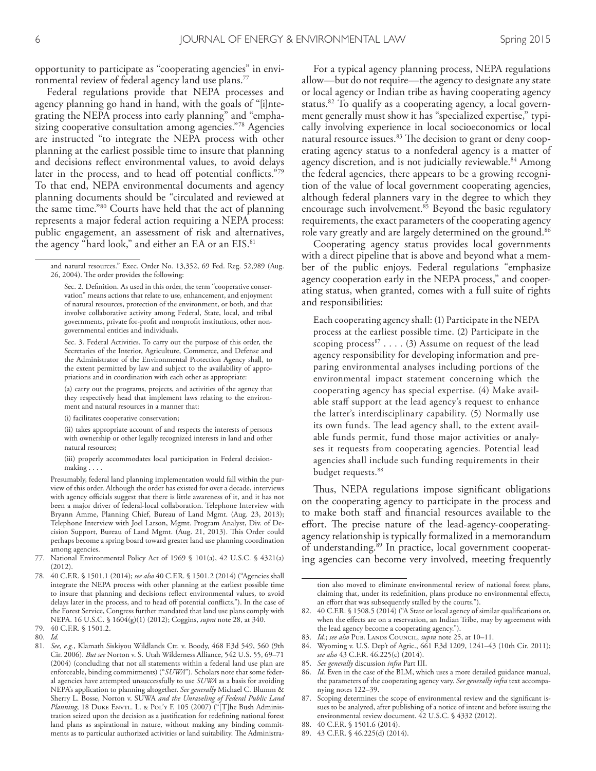opportunity to participate as "cooperating agencies" in environmental review of federal agency land use plans.[77]

Federal regulations provide that NEPA processes and agency planning go hand in hand, with the goals of "[i]ntegrating the NEPA process into early planning" and "emphasizing cooperative consultation among agencies."[78] Agencies are instructed "to integrate the NEPA process with other planning at the earliest possible time to insure that planning and decisions reflect environmental values, to avoid delays later in the process, and to head off potential conflicts."[79] To that end, NEPA environmental documents and agency planning documents should be "circulated and reviewed at the same time."[80] Courts have held that the act of planning represents a major federal action requiring a NEPA process: public engagement, an assessment of risk and alternatives, the agency "hard look," and either an EA or an EIS.[81]

For a typical agency planning process, NEPA regulations allow—but do not require—the agency to designate any state or local agency or Indian tribe as having cooperating agency status.[82] To qualify as a cooperating agency, a local government generally must show it has "specialized expertise," typically involving experience in local socioeconomics or local natural resource issues.[83] The decision to grant or deny cooperating agency status to a nonfederal agency is a matter of agency discretion, and is not judicially reviewable.[84] Among the federal agencies, there appears to be a growing recognition of the value of local government cooperating agencies, although federal planners vary in the degree to which they encourage such involvement.[85] Beyond the basic regulatory requirements, the exact parameters of the cooperating agency role vary greatly and are largely determined on the ground.[86]

Cooperating agency status provides local governments with a direct pipeline that is above and beyond what a member of the public enjoys. Federal regulations "emphasize agency cooperation early in the NEPA process," and cooperating status, when granted, comes with a full suite of rights and responsibilities:

> Each cooperating agency shall: (1) Participate in the NEPA process at the earliest possible time. (2) Participate in the scoping process[87] . . . . (3) Assume on request of the lead agency responsibility for developing information and preparing environmental analyses including portions of the environmental impact statement concerning which the cooperating agency has special expertise. (4) Make available staff support at the lead agency's request to enhance the latter's interdisciplinary capability. (5) Normally use its own funds. The lead agency shall, to the extent available funds permit, fund those major activities or analyses it requests from cooperating agencies. Potential lead agencies shall include such funding requirements in their budget requests.[88]

Thus, NEPA regulations impose significant obligations on the cooperating agency to participate in the process and to make both staff and financial resources available to the effort. The precise nature of the lead-agency-cooperating-agency relationship is typically formalized in a memorandum of understanding.[89] In practice, local government cooperating agencies can become very involved, meeting frequently

---

and natural resources." Exec. Order No. 13,352, 69 Fed. Reg. 52,989 (Aug. 26, 2004). The order provides the following:

> Sec. 2. Definition. As used in this order, the term "cooperative conservation" means actions that relate to use, enhancement, and enjoyment of natural resources, protection of the environment, or both, and that involve collaborative activity among Federal, State, local, and tribal governments, private for-profit and nonprofit institutions, other nongovernmental entities and individuals.
>
> Sec. 3. Federal Activities. To carry out the purpose of this order, the Secretaries of the Interior, Agriculture, Commerce, and Defense and the Administrator of the Environmental Protection Agency shall, to the extent permitted by law and subject to the availability of appropriations and in coordination with each other as appropriate:
>
> (a) carry out the programs, projects, and activities of the agency that they respectively head that implement laws relating to the environment and natural resources in a manner that:
>
> (i) facilitates cooperative conservation;
>
> (ii) takes appropriate account of and respects the interests of persons with ownership or other legally recognized interests in land and other natural resources;
>
> (iii) properly accommodates local participation in Federal decision-making . . . .

Presumably, federal land planning implementation would fall within the purview of this order. Although the order has existed for over a decade, interviews with agency officials suggest that there is little awareness of it, and it has not been a major driver of federal-local collaboration. Telephone Interview with Bryann Amme, Planning Chief, Bureau of Land Mgmt. (Aug. 23, 2013); Telephone Interview with Joel Larson, Mgmt. Program Analyst, Div. of Decision Support, Bureau of Land Mgmt. (Aug. 21, 2013). This Order could perhaps become a spring board toward greater land use planning coordination among agencies.

77. National Environmental Policy Act of 1969 § 101(a), 42 U.S.C. § 4321(a) (2012).

78. 40 C.F.R. § 1501.1 (2014); *see also* 40 C.F.R. § 1501.2 (2014) ("Agencies shall integrate the NEPA process with other planning at the earliest possible time to insure that planning and decisions reflect environmental values, to avoid delays later in the process, and to head off potential conflicts."). In the case of the Forest Service, Congress further mandated that land use plans comply with NEPA. 16 U.S.C. § 1604(g)(1) (2012); Coggins, *supra* note 28, at 340.

79. 40 C.F.R. § 1501.2.

80. *Id.*

81. *See, e.g.*, Klamath Siskiyou Wildlands Ctr. v. Boody, 468 F.3d 549, 560 (9th Cir. 2006). *But see* Norton v. S. Utah Wilderness Alliance, 542 U.S. 55, 69–71 (2004) (concluding that not all statements within a federal land use plan are enforceable, binding commitments) ("*SUWA*"). Scholars note that some federal agencies have attempted unsuccessfully to use *SUWA* as a basis for avoiding NEPA's application to planning altogether. *See generally* Michael C. Blumm & Sherry L. Bosse, Norton v. SUWA *and the Unraveling of Federal Public Land Planning*, 18 Duke Envtl. L. & Pol'y F. 105 (2007) ("[T]he Bush Administration seized upon the decision as a justification for redefining national forest land plans as aspirational in nature, without making any binding commitments as to particular authorized activities or land suitability. The Administration also moved to eliminate environmental review of national forest plans, claiming that, under its redefinition, plans produce no environmental effects, an effort that was subsequently stalled by the courts.").

82. 40 C.F.R. § 1508.5 (2014) ("A State or local agency of similar qualifications or, when the effects are on a reservation, an Indian Tribe, may by agreement with the lead agency become a cooperating agency.").

83. *Id.*; *see also* Pub. Lands Council, *supra* note 25, at 10–11.

84. Wyoming v. U.S. Dep't of Agric., 661 F.3d 1209, 1241–43 (10th Cir. 2011); *see also* 43 C.F.R. 46.225(c) (2014).

85. *See generally* discussion *infra* Part III.

86. *Id.* Even in the case of the BLM, which uses a more detailed guidance manual, the parameters of the cooperating agency vary. *See generally infra* text accompanying notes 122–39.

87. Scoping determines the scope of environmental review and the significant issues to be analyzed, after publishing of a notice of intent and before issuing the environmental review document. 42 U.S.C. § 4332 (2012).

88. 40 C.F.R. § 1501.6 (2014).

89. 43 C.F.R. § 46.225(d) (2014).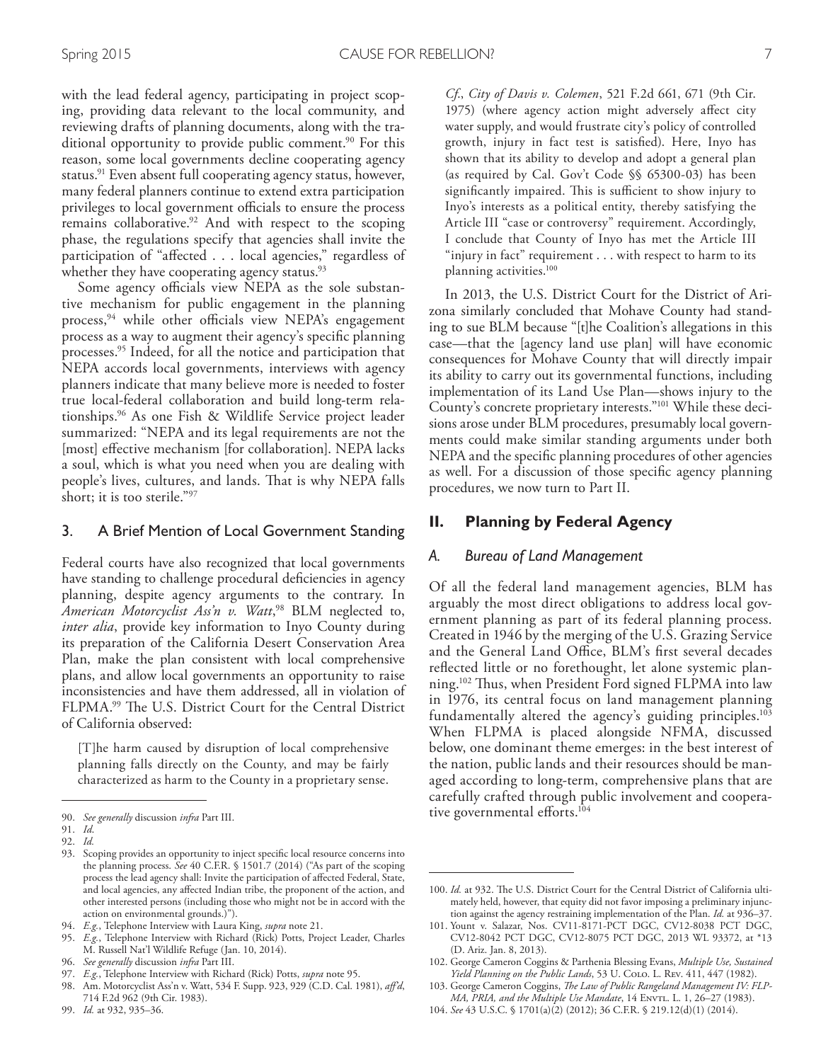with the lead federal agency, participating in project scoping, providing data relevant to the local community, and reviewing drafts of planning documents, along with the traditional opportunity to provide public comment.[90] For this reason, some local governments decline cooperating agency status.[91] Even absent full cooperating agency status, however, many federal planners continue to extend extra participation privileges to local government officials to ensure the process remains collaborative.[92] And with respect to the scoping phase, the regulations specify that agencies shall invite the participation of "affected . . . local agencies," regardless of whether they have cooperating agency status.[93]

Some agency officials view NEPA as the sole substantive mechanism for public engagement in the planning process,[94] while other officials view NEPA's engagement process as a way to augment their agency's specific planning processes.[95] Indeed, for all the notice and participation that NEPA accords local governments, interviews with agency planners indicate that many believe more is needed to foster true local-federal collaboration and build long-term relationships.[96] As one Fish & Wildlife Service project leader summarized: "NEPA and its legal requirements are not the [most] effective mechanism [for collaboration]. NEPA lacks a soul, which is what you need when you are dealing with people's lives, cultures, and lands. That is why NEPA falls short; it is too sterile."[97]

### 3. A Brief Mention of Local Government Standing

Federal courts have also recognized that local governments have standing to challenge procedural deficiencies in agency planning, despite agency arguments to the contrary. In *American Motorcyclist Ass'n v. Watt*,[98] BLM neglected to, *inter alia*, provide key information to Inyo County during its preparation of the California Desert Conservation Area Plan, make the plan consistent with local comprehensive plans, and allow local governments an opportunity to raise inconsistencies and have them addressed, all in violation of FLPMA.[99] The U.S. District Court for the Central District of California observed:

> [T]he harm caused by disruption of local comprehensive planning falls directly on the County, and may be fairly characterized as harm to the County in a proprietary sense. *Cf.*, *City of Davis v. Colemen*, 521 F.2d 661, 671 (9th Cir. 1975) (where agency action might adversely affect city water supply, and would frustrate city's policy of controlled growth, injury in fact test is satisfied). Here, Inyo has shown that its ability to develop and adopt a general plan (as required by Cal. Gov't Code §§ 65300-03) has been significantly impaired. This is sufficient to show injury to Inyo's interests as a political entity, thereby satisfying the Article III "case or controversy" requirement. Accordingly, I conclude that County of Inyo has met the Article III "injury in fact" requirement . . . with respect to harm to its planning activities.[100]

In 2013, the U.S. District Court for the District of Arizona similarly concluded that Mohave County had standing to sue BLM because "[t]he Coalition's allegations in this case—that the [agency land use plan] will have economic consequences for Mohave County that will directly impair its ability to carry out its governmental functions, including implementation of its Land Use Plan—shows injury to the County's concrete proprietary interests."[101] While these decisions arose under BLM procedures, presumably local governments could make similar standing arguments under both NEPA and the specific planning procedures of other agencies as well. For a discussion of those specific agency planning procedures, we now turn to Part II.

## II. Planning by Federal Agency

### *A. Bureau of Land Management*

Of all the federal land management agencies, BLM has arguably the most direct obligations to address local government planning as part of its federal planning process. Created in 1946 by the merging of the U.S. Grazing Service and the General Land Office, BLM's first several decades reflected little or no forethought, let alone systemic planning.[102] Thus, when President Ford signed FLPMA into law in 1976, its central focus on land management planning fundamentally altered the agency's guiding principles.[103] When FLPMA is placed alongside NFMA, discussed below, one dominant theme emerges: in the best interest of the nation, public lands and their resources should be managed according to long-term, comprehensive plans that are carefully crafted through public involvement and cooperative governmental efforts.[104]

---

90. *See generally* discussion *infra* Part III.
91. *Id.*
92. *Id.*
93. Scoping provides an opportunity to inject specific local resource concerns into the planning process. *See* 40 C.F.R. § 1501.7 (2014) ("As part of the scoping process the lead agency shall: Invite the participation of affected Federal, State, and local agencies, any affected Indian tribe, the proponent of the action, and other interested persons (including those who might not be in accord with the action on environmental grounds.)").
94. *E.g.*, Telephone Interview with Laura King, *supra* note 21.
95. *E.g.*, Telephone Interview with Richard (Rick) Potts, Project Leader, Charles M. Russell Nat'l Wildlife Refuge (Jan. 10, 2014).
96. *See generally* discussion *infra* Part III.
97. *E.g.*, Telephone Interview with Richard (Rick) Potts, *supra* note 95.
98. Am. Motorcyclist Ass'n v. Watt, 534 F. Supp. 923, 929 (C.D. Cal. 1981), *aff'd*, 714 F.2d 962 (9th Cir. 1983).
99. *Id.* at 932, 935–36.
100. *Id.* at 932. The U.S. District Court for the Central District of California ultimately held, however, that equity did not favor imposing a preliminary injunction against the agency restraining implementation of the Plan. *Id.* at 936–37.
101. Yount v. Salazar, Nos. CV11-8171-PCT DGC, CV12-8038 PCT DGC, CV12-8042 PCT DGC, CV12-8075 PCT DGC, 2013 WL 93372, at *13 (D. Ariz. Jan. 8, 2013).
102. George Cameron Coggins & Parthenia Blessing Evans, *Multiple Use, Sustained Yield Planning on the Public Lands*, 53 U. Colo. L. Rev. 411, 447 (1982).
103. George Cameron Coggins, *The Law of Public Rangeland Management IV: FLPMA, PRIA, and the Multiple Use Mandate*, 14 Envtl. L. 1, 26–27 (1983).
104. *See* 43 U.S.C. § 1701(a)(2) (2012); 36 C.F.R. § 219.12(d)(1) (2014).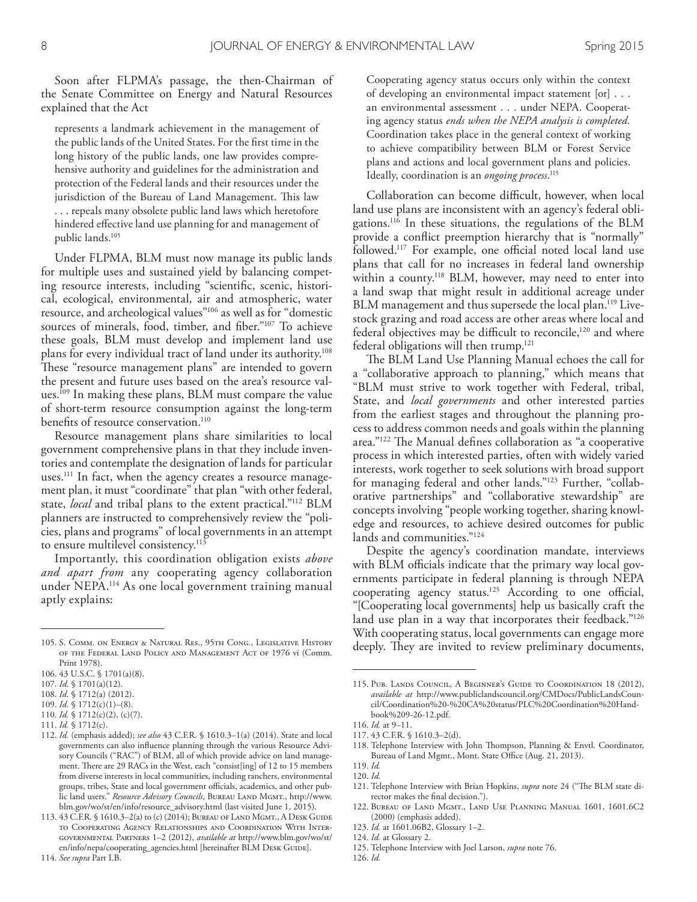Soon after FLPMA's passage, the then-Chairman of the Senate Committee on Energy and Natural Resources explained that the Act

> represents a landmark achievement in the management of the public lands of the United States. For the first time in the long history of the public lands, one law provides comprehensive authority and guidelines for the administration and protection of the Federal lands and their resources under the jurisdiction of the Bureau of Land Management. This law . . . repeals many obsolete public land laws which heretofore hindered effective land use planning for and management of public lands.[105]

Under FLPMA, BLM must now manage its public lands for multiple uses and sustained yield by balancing competing resource interests, including "scientific, scenic, historical, ecological, environmental, air and atmospheric, water resource, and archeological values"[106] as well as for "domestic sources of minerals, food, timber, and fiber."[107] To achieve these goals, BLM must develop and implement land use plans for every individual tract of land under its authority.[108] These "resource management plans" are intended to govern the present and future uses based on the area's resource values.[109] In making these plans, BLM must compare the value of short-term resource consumption against the long-term benefits of resource conservation.[110]

Resource management plans share similarities to local government comprehensive plans in that they include inventories and contemplate the designation of lands for particular uses.[111] In fact, when the agency creates a resource management plan, it must "coordinate" that plan "with other federal, state, *local* and tribal plans to the extent practical."[112] BLM planners are instructed to comprehensively review the "policies, plans and programs" of local governments in an attempt to ensure multilevel consistency.[113]

Importantly, this coordination obligation exists *above and apart from* any cooperating agency collaboration under NEPA.[114] As one local government training manual aptly explains:

> Cooperating agency status occurs only within the context of developing an environmental impact statement [or] . . . an environmental assessment . . . under NEPA. Cooperating agency status *ends when the NEPA analysis is completed.* Coordination takes place in the general context of working to achieve compatibility between BLM or Forest Service plans and actions and local government plans and policies. Ideally, coordination is an *ongoing process*.[115]

Collaboration can become difficult, however, when local land use plans are inconsistent with an agency's federal obligations.[116] In these situations, the regulations of the BLM provide a conflict preemption hierarchy that is "normally" followed.[117] For example, one official noted local land use plans that call for no increases in federal land ownership within a county.[118] BLM, however, may need to enter into a land swap that might result in additional acreage under BLM management and thus supersede the local plan.[119] Livestock grazing and road access are other areas where local and federal objectives may be difficult to reconcile,[120] and where federal obligations will then trump.[121]

The BLM Land Use Planning Manual echoes the call for a "collaborative approach to planning," which means that "BLM must strive to work together with Federal, tribal, State, and *local governments* and other interested parties from the earliest stages and throughout the planning process to address common needs and goals within the planning area."[122] The Manual defines collaboration as "a cooperative process in which interested parties, often with widely varied interests, work together to seek solutions with broad support for managing federal and other lands."[123] Further, "collaborative partnerships" and "collaborative stewardship" are concepts involving "people working together, sharing knowledge and resources, to achieve desired outcomes for public lands and communities."[124]

Despite the agency's coordination mandate, interviews with BLM officials indicate that the primary way local governments participate in federal planning is through NEPA cooperating agency status.[125] According to one official, "[Cooperating local governments] help us basically craft the land use plan in a way that incorporates their feedback."[126] With cooperating status, local governments can engage more deeply. They are invited to review preliminary documents,

---

105. S. Comm. on Energy & Natural Res., 95th Cong., Legislative History of the Federal Land Policy and Management Act of 1976 vi (Comm. Print 1978).
106. 43 U.S.C. § 1701(a)(8).
107. *Id*. § 1701(a)(12).
108. *Id*. § 1712(a) (2012).
109. *Id*. § 1712(c)(1)–(8).
110. *Id*. § 1712(c)(2), (c)(7).
111. *Id*. § 1712(c).
112. *Id*. (emphasis added); *see also* 43 C.F.R. § 1610.3–1(a) (2014). State and local governments can also influence planning through the various Resource Advisory Councils ("RAC") of BLM, all of which provide advice on land management. There are 29 RACs in the West, each "consist[ing] of 12 to 15 members from diverse interests in local communities, including ranchers, environmental groups, tribes, State and local government officials, academics, and other public land users." *Resource Advisory Councils*, Bureau Land Mgmt., http://www.blm.gov/wo/st/en/info/resource_advisory.html (last visited June 1, 2015).
113. 43 C.F.R. § 1610.3–2(a) to (c) (2014); Bureau of Land Mgmt., A Desk Guide to Cooperating Agency Relationships and Coordination With Intergovernmental Partners 1–2 (2012), *available at* http://www.blm.gov/wo/st/en/info/nepa/cooperating_agencies.html [hereinafter BLM Desk Guide].
114. *See supra* Part I.B.
115. Pub. Lands Council, A Beginner's Guide to Coordination 18 (2012), *available at* http://www.publiclandscouncil.org/CMDocs/PublicLandsCouncil/Coordination%20-%20CA%20status/PLC%20Coordination%20Handbook%209-26-12.pdf.
116. *Id*. at 9–11.
117. 43 C.F.R. § 1610.3–2(d).
118. Telephone Interview with John Thompson, Planning & Envtl. Coordinator, Bureau of Land Mgmt., Mont. State Office (Aug. 21, 2013).
119. *Id.*
120. *Id.*
121. Telephone Interview with Brian Hopkins, *supra* note 24 ("The BLM state director makes the final decision.").
122. Bureau of Land Mgmt., Land Use Planning Manual 1601, 1601.6C2 (2000) (emphasis added).
123. *Id*. at 1601.06B2, Glossary 1–2.
124. *Id*. at Glossary 2.
125. Telephone Interview with Joel Larson, *supra* note 76.
126. *Id.*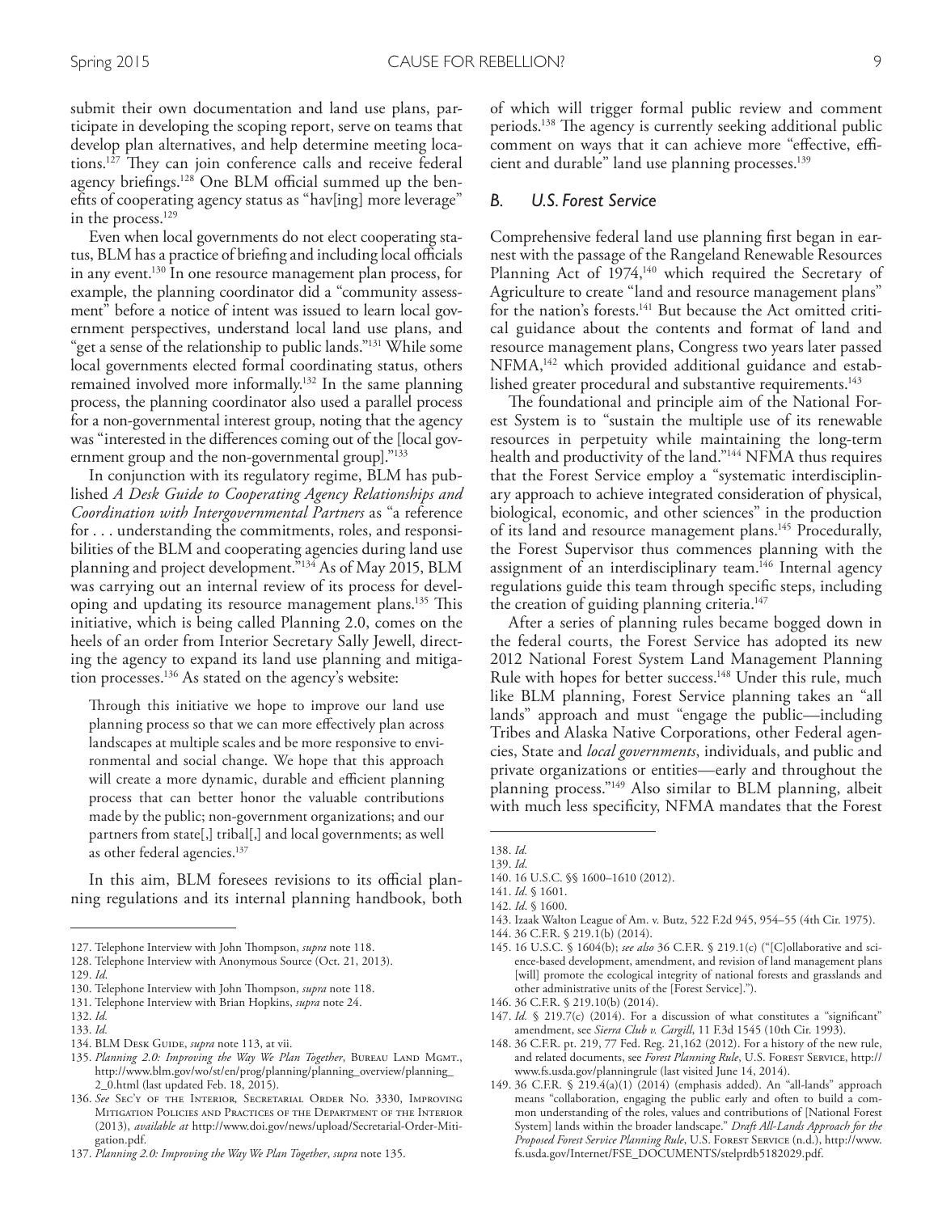submit their own documentation and land use plans, participate in developing the scoping report, serve on teams that develop plan alternatives, and help determine meeting locations.[127] They can join conference calls and receive federal agency briefings.[128] One BLM official summed up the benefits of cooperating agency status as "hav[ing] more leverage" in the process.[129]

Even when local governments do not elect cooperating status, BLM has a practice of briefing and including local officials in any event.[130] In one resource management plan process, for example, the planning coordinator did a "community assessment" before a notice of intent was issued to learn local government perspectives, understand local land use plans, and "get a sense of the relationship to public lands."[131] While some local governments elected formal coordinating status, others remained involved more informally.[132] In the same planning process, the planning coordinator also used a parallel process for a non-governmental interest group, noting that the agency was "interested in the differences coming out of the [local government group and the non-governmental group]."[133]

In conjunction with its regulatory regime, BLM has published *A Desk Guide to Cooperating Agency Relationships and Coordination with Intergovernmental Partners* as "a reference for . . . understanding the commitments, roles, and responsibilities of the BLM and cooperating agencies during land use planning and project development."[134] As of May 2015, BLM was carrying out an internal review of its process for developing and updating its resource management plans.[135] This initiative, which is being called Planning 2.0, comes on the heels of an order from Interior Secretary Sally Jewell, directing the agency to expand its land use planning and mitigation processes.[136] As stated on the agency's website:

> Through this initiative we hope to improve our land use planning process so that we can more effectively plan across landscapes at multiple scales and be more responsive to environmental and social change. We hope that this approach will create a more dynamic, durable and efficient planning process that can better honor the valuable contributions made by the public; non-government organizations; and our partners from state[,] tribal[,] and local governments; as well as other federal agencies.[137]

In this aim, BLM foresees revisions to its official planning regulations and its internal planning handbook, both of which will trigger formal public review and comment periods.[138] The agency is currently seeking additional public comment on ways that it can achieve more "effective, efficient and durable" land use planning processes.[139]

### *B. U.S. Forest Service*

Comprehensive federal land use planning first began in earnest with the passage of the Rangeland Renewable Resources Planning Act of 1974,[140] which required the Secretary of Agriculture to create "land and resource management plans" for the nation's forests.[141] But because the Act omitted critical guidance about the contents and format of land and resource management plans, Congress two years later passed NFMA,[142] which provided additional guidance and established greater procedural and substantive requirements.[143]

The foundational and principle aim of the National Forest System is to "sustain the multiple use of its renewable resources in perpetuity while maintaining the long-term health and productivity of the land."[144] NFMA thus requires that the Forest Service employ a "systematic interdisciplinary approach to achieve integrated consideration of physical, biological, economic, and other sciences" in the production of its land and resource management plans.[145] Procedurally, the Forest Supervisor thus commences planning with the assignment of an interdisciplinary team.[146] Internal agency regulations guide this team through specific steps, including the creation of guiding planning criteria.[147]

After a series of planning rules became bogged down in the federal courts, the Forest Service has adopted its new 2012 National Forest System Land Management Planning Rule with hopes for better success.[148] Under this rule, much like BLM planning, Forest Service planning takes an "all lands" approach and must "engage the public—including Tribes and Alaska Native Corporations, other Federal agencies, State and *local governments*, individuals, and public and private organizations or entities—early and throughout the planning process."[149] Also similar to BLM planning, albeit with much less specificity, NFMA mandates that the Forest

---

127. Telephone Interview with John Thompson, *supra* note 118.
128. Telephone Interview with Anonymous Source (Oct. 21, 2013).
129. *Id.*
130. Telephone Interview with John Thompson, *supra* note 118.
131. Telephone Interview with Brian Hopkins, *supra* note 24.
132. *Id.*
133. *Id.*
134. BLM Desk Guide, *supra* note 113, at vii.
135. *Planning 2.0: Improving the Way We Plan Together*, Bureau Land Mgmt., http://www.blm.gov/wo/st/en/prog/planning/planning_overview/planning_2_0.html (last updated Feb. 18, 2015).
136. *See* Sec'y of the Interior, Secretarial Order No. 3330, Improving Mitigation Policies and Practices of the Department of the Interior (2013), *available at* http://www.doi.gov/news/upload/Secretarial-Order-Mitigation.pdf.
137. *Planning 2.0: Improving the Way We Plan Together*, *supra* note 135.
138. *Id.*
139. *Id.*
140. 16 U.S.C. §§ 1600–1610 (2012).
141. *Id.* § 1601.
142. *Id.* § 1600.
143. Izaak Walton League of Am. v. Butz, 522 F.2d 945, 954–55 (4th Cir. 1975).
144. 36 C.F.R. § 219.1(b) (2014).
145. 16 U.S.C. § 1604(b); *see also* 36 C.F.R. § 219.1(c) ("[C]ollaborative and science-based development, amendment, and revision of land management plans [will] promote the ecological integrity of national forests and grasslands and other administrative units of the [Forest Service].").
146. 36 C.F.R. § 219.10(b) (2014).
147. *Id.* § 219.7(c) (2014). For a discussion of what constitutes a "significant" amendment, see *Sierra Club v. Cargill*, 11 F.3d 1545 (10th Cir. 1993).
148. 36 C.F.R. pt. 219, 77 Fed. Reg. 21,162 (2012). For a history of the new rule, and related documents, see *Forest Planning Rule*, U.S. Forest Service, http://www.fs.usda.gov/planningrule (last visited June 14, 2014).
149. 36 C.F.R. § 219.4(a)(1) (2014) (emphasis added). An "all-lands" approach means "collaboration, engaging the public early and often to build a common understanding of the roles, values and contributions of [National Forest System] lands within the broader landscape." *Draft All-Lands Approach for the Proposed Forest Service Planning Rule*, U.S. Forest Service (n.d.), http://www.fs.usda.gov/Internet/FSE_DOCUMENTS/stelprdb5182029.pdf.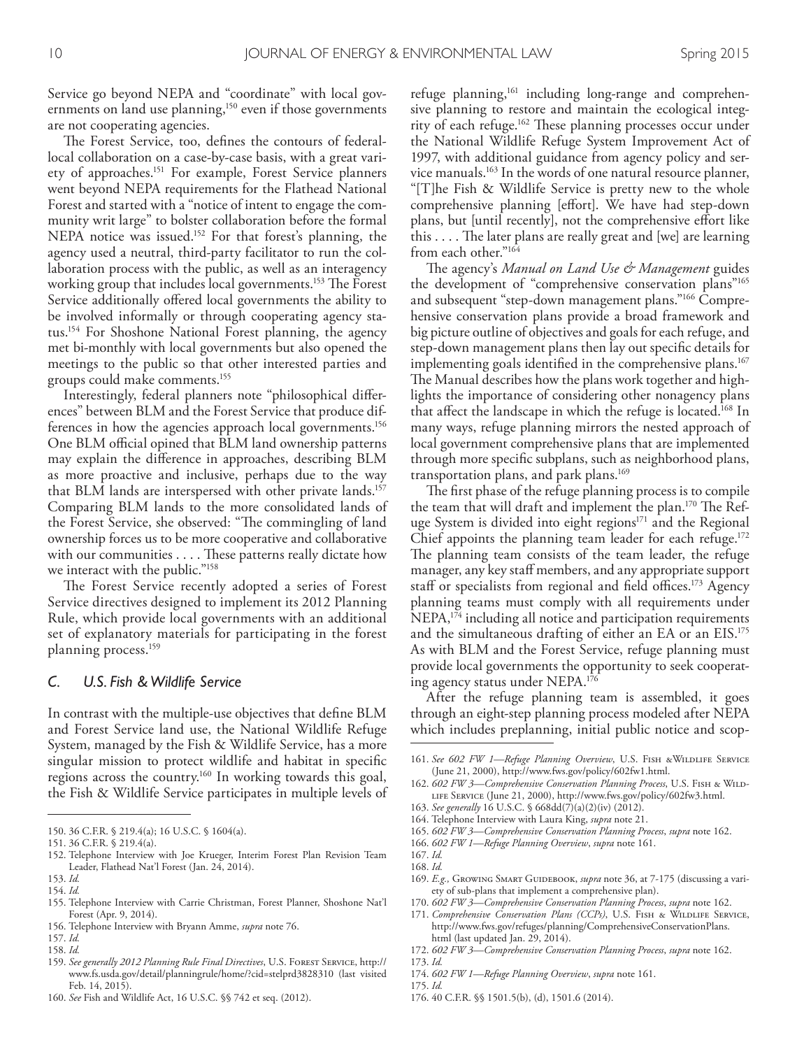Service go beyond NEPA and "coordinate" with local governments on land use planning,[150] even if those governments are not cooperating agencies.

The Forest Service, too, defines the contours of federal-local collaboration on a case-by-case basis, with a great variety of approaches.[151] For example, Forest Service planners went beyond NEPA requirements for the Flathead National Forest and started with a "notice of intent to engage the community writ large" to bolster collaboration before the formal NEPA notice was issued.[152] For that forest's planning, the agency used a neutral, third-party facilitator to run the collaboration process with the public, as well as an interagency working group that includes local governments.[153] The Forest Service additionally offered local governments the ability to be involved informally or through cooperating agency status.[154] For Shoshone National Forest planning, the agency met bi-monthly with local governments but also opened the meetings to the public so that other interested parties and groups could make comments.[155]

Interestingly, federal planners note "philosophical differences" between BLM and the Forest Service that produce differences in how the agencies approach local governments.[156] One BLM official opined that BLM land ownership patterns may explain the difference in approaches, describing BLM as more proactive and inclusive, perhaps due to the way that BLM lands are interspersed with other private lands.[157] Comparing BLM lands to the more consolidated lands of the Forest Service, she observed: "The commingling of land ownership forces us to be more cooperative and collaborative with our communities . . . . These patterns really dictate how we interact with the public."[158]

The Forest Service recently adopted a series of Forest Service directives designed to implement its 2012 Planning Rule, which provide local governments with an additional set of explanatory materials for participating in the forest planning process.[159]

### *C. U.S. Fish & Wildlife Service*

In contrast with the multiple-use objectives that define BLM and Forest Service land use, the National Wildlife Refuge System, managed by the Fish & Wildlife Service, has a more singular mission to protect wildlife and habitat in specific regions across the country.[160] In working towards this goal, the Fish & Wildlife Service participates in multiple levels of refuge planning,[161] including long-range and comprehensive planning to restore and maintain the ecological integrity of each refuge.[162] These planning processes occur under the National Wildlife Refuge System Improvement Act of 1997, with additional guidance from agency policy and service manuals.[163] In the words of one natural resource planner, "[T]he Fish & Wildlife Service is pretty new to the whole comprehensive planning [effort]. We have had step-down plans, but [until recently], not the comprehensive effort like this . . . . The later plans are really great and [we] are learning from each other."[164]

The agency's *Manual on Land Use & Management* guides the development of "comprehensive conservation plans"[165] and subsequent "step-down management plans."[166] Comprehensive conservation plans provide a broad framework and big picture outline of objectives and goals for each refuge, and step-down management plans then lay out specific details for implementing goals identified in the comprehensive plans.[167] The Manual describes how the plans work together and highlights the importance of considering other nonagency plans that affect the landscape in which the refuge is located.[168] In many ways, refuge planning mirrors the nested approach of local government comprehensive plans that are implemented through more specific subplans, such as neighborhood plans, transportation plans, and park plans.[169]

The first phase of the refuge planning process is to compile the team that will draft and implement the plan.[170] The Refuge System is divided into eight regions[171] and the Regional Chief appoints the planning team leader for each refuge.[172] The planning team consists of the team leader, the refuge manager, any key staff members, and any appropriate support staff or specialists from regional and field offices.[173] Agency planning teams must comply with all requirements under NEPA,[174] including all notice and participation requirements and the simultaneous drafting of either an EA or an EIS.[175] As with BLM and the Forest Service, refuge planning must provide local governments the opportunity to seek cooperating agency status under NEPA.[176]

After the refuge planning team is assembled, it goes through an eight-step planning process modeled after NEPA which includes preplanning, initial public notice and scop-

---

150. 36 C.F.R. § 219.4(a); 16 U.S.C. § 1604(a).
151. 36 C.F.R. § 219.4(a).
152. Telephone Interview with Joe Krueger, Interim Forest Plan Revision Team Leader, Flathead Nat'l Forest (Jan. 24, 2014).
153. *Id.*
154. *Id.*
155. Telephone Interview with Carrie Christman, Forest Planner, Shoshone Nat'l Forest (Apr. 9, 2014).
156. Telephone Interview with Bryann Amme, *supra* note 76.
157. *Id.*
158. *Id.*
159. *See generally 2012 Planning Rule Final Directives*, U.S. Forest Service, http://www.fs.usda.gov/detail/planningrule/home/?cid=stelprd3828310 (last visited Feb. 14, 2015).
160. *See* Fish and Wildlife Act, 16 U.S.C. §§ 742 et seq. (2012).
161. *See 602 FW 1—Refuge Planning Overview*, U.S. Fish & Wildlife Service (June 21, 2000), http://www.fws.gov/policy/602fw1.html.
162. *602 FW 3—Comprehensive Conservation Planning Process*, U.S. Fish & Wildlife Service (June 21, 2000), http://www.fws.gov/policy/602fw3.html.
163. *See generally* 16 U.S.C. § 668dd(7)(a)(2)(iv) (2012).
164. Telephone Interview with Laura King, *supra* note 21.
165. *602 FW 3—Comprehensive Conservation Planning Process*, *supra* note 162.
166. *602 FW 1—Refuge Planning Overview*, *supra* note 161.
167. *Id.*
168. *Id.*
169. *E.g.*, Growing Smart Guidebook, *supra* note 36, at 7-175 (discussing a variety of sub-plans that implement a comprehensive plan).
170. *602 FW 3—Comprehensive Conservation Planning Process*, *supra* note 162.
171. *Comprehensive Conservation Plans (CCPs)*, U.S. Fish & Wildlife Service, http://www.fws.gov/refuges/planning/ComprehensiveConservationPlans.html (last updated Jan. 29, 2014).
172. *602 FW 3—Comprehensive Conservation Planning Process*, *supra* note 162.
173. *Id.*
174. *602 FW 1—Refuge Planning Overview*, *supra* note 161.
175. *Id.*
176. 40 C.F.R. §§ 1501.5(b), (d), 1501.6 (2014).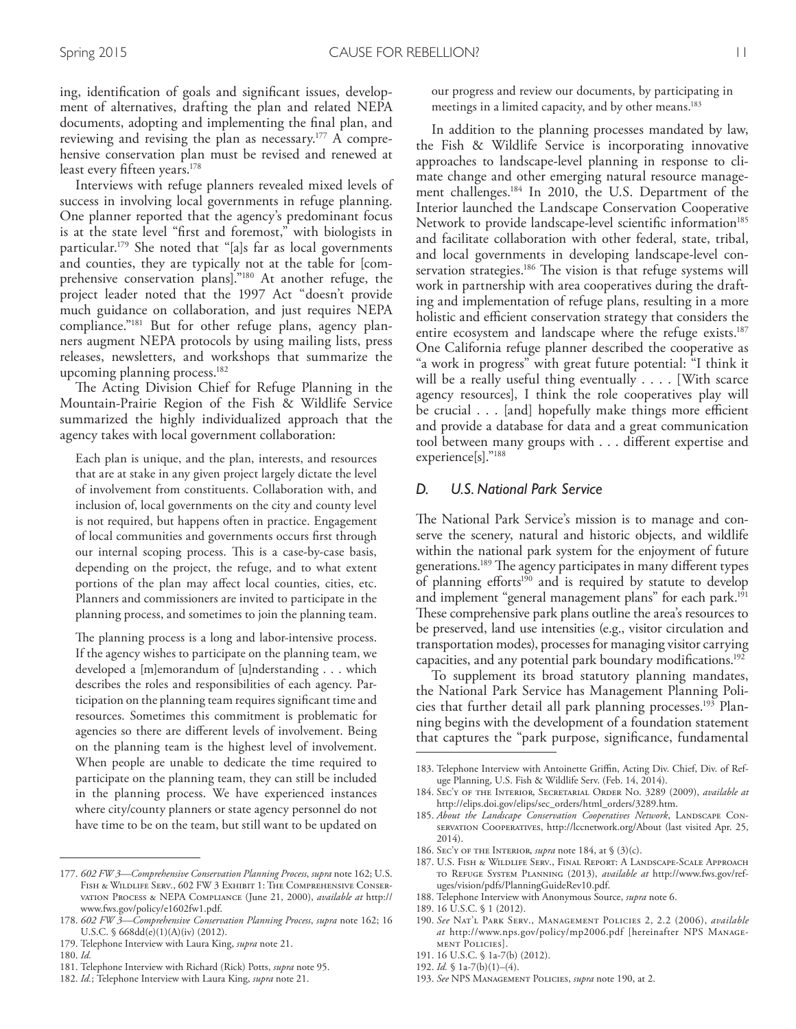ing, identification of goals and significant issues, development of alternatives, drafting the plan and related NEPA documents, adopting and implementing the final plan, and reviewing and revising the plan as necessary.[177] A comprehensive conservation plan must be revised and renewed at least every fifteen years.[178]

Interviews with refuge planners revealed mixed levels of success in involving local governments in refuge planning. One planner reported that the agency's predominant focus is at the state level "first and foremost," with biologists in particular.[179] She noted that "[a]s far as local governments and counties, they are typically not at the table for [comprehensive conservation plans]."[180] At another refuge, the project leader noted that the 1997 Act "doesn't provide much guidance on collaboration, and just requires NEPA compliance."[181] But for other refuge plans, agency planners augment NEPA protocols by using mailing lists, press releases, newsletters, and workshops that summarize the upcoming planning process.[182]

The Acting Division Chief for Refuge Planning in the Mountain-Prairie Region of the Fish & Wildlife Service summarized the highly individualized approach that the agency takes with local government collaboration:

> Each plan is unique, and the plan, interests, and resources that are at stake in any given project largely dictate the level of involvement from constituents. Collaboration with, and inclusion of, local governments on the city and county level is not required, but happens often in practice. Engagement of local communities and governments occurs first through our internal scoping process. This is a case-by-case basis, depending on the project, the refuge, and to what extent portions of the plan may affect local counties, cities, etc. Planners and commissioners are invited to participate in the planning process, and sometimes to join the planning team.
>
> The planning process is a long and labor-intensive process. If the agency wishes to participate on the planning team, we developed a [m]emorandum of [u]nderstanding . . . which describes the roles and responsibilities of each agency. Participation on the planning team requires significant time and resources. Sometimes this commitment is problematic for agencies so there are different levels of involvement. Being on the planning team is the highest level of involvement. When people are unable to dedicate the time required to participate on the planning team, they can still be included in the planning process. We have experienced instances where city/county planners or state agency personnel do not have time to be on the team, but still want to be updated on our progress and review our documents, by participating in meetings in a limited capacity, and by other means.[183]

In addition to the planning processes mandated by law, the Fish & Wildlife Service is incorporating innovative approaches to landscape-level planning in response to climate change and other emerging natural resource management challenges.[184] In 2010, the U.S. Department of the Interior launched the Landscape Conservation Cooperative Network to provide landscape-level scientific information[185] and facilitate collaboration with other federal, state, tribal, and local governments in developing landscape-level conservation strategies.[186] The vision is that refuge systems will work in partnership with area cooperatives during the drafting and implementation of refuge plans, resulting in a more holistic and efficient conservation strategy that considers the entire ecosystem and landscape where the refuge exists.[187] One California refuge planner described the cooperative as "a work in progress" with great future potential: "I think it will be a really useful thing eventually . . . . [With scarce agency resources], I think the role cooperatives play will be crucial . . . [and] hopefully make things more efficient and provide a database for data and a great communication tool between many groups with . . . different expertise and experience[s]."[188]

### *D. U.S. National Park Service*

The National Park Service's mission is to manage and conserve the scenery, natural and historic objects, and wildlife within the national park system for the enjoyment of future generations.[189] The agency participates in many different types of planning efforts[190] and is required by statute to develop and implement "general management plans" for each park.[191] These comprehensive park plans outline the area's resources to be preserved, land use intensities (e.g., visitor circulation and transportation modes), processes for managing visitor carrying capacities, and any potential park boundary modifications.[192]

To supplement its broad statutory planning mandates, the National Park Service has Management Planning Policies that further detail all park planning processes.[193] Planning begins with the development of a foundation statement that captures the "park purpose, significance, fundamental

---

177. *602 FW 3—Comprehensive Conservation Planning Process*, *supra* note 162; U.S. Fish & Wildlife Serv., 602 FW 3 Exhibit 1: The Comprehensive Conservation Process & NEPA Compliance (June 21, 2000), *available at* http://www.fws.gov/policy/e1602fw1.pdf.

178. *602 FW 3—Comprehensive Conservation Planning Process*, *supra* note 162; 16 U.S.C. § 668dd(e)(1)(A)(iv) (2012).

179. Telephone Interview with Laura King, *supra* note 21.

180. *Id.*

181. Telephone Interview with Richard (Rick) Potts, *supra* note 95.

182. *Id.*; Telephone Interview with Laura King, *supra* note 21.

183. Telephone Interview with Antoinette Griffin, Acting Div. Chief, Div. of Refuge Planning, U.S. Fish & Wildlife Serv. (Feb. 14, 2014).

184. Sec'y of the Interior, Secretarial Order No. 3289 (2009), *available at* http://elips.doi.gov/elips/sec_orders/html_orders/3289.htm.

185. *About the Landscape Conservation Cooperatives Network*, Landscape Conservation Cooperatives, http://lccnetwork.org/About (last visited Apr. 25, 2014).

186. Sec'y of the Interior, *supra* note 184, at § (3)(c).

187. U.S. Fish & Wildlife Serv., Final Report: A Landscape-Scale Approach to Refuge System Planning (2013), *available at* http://www.fws.gov/refuges/vision/pdfs/PlanningGuideRev10.pdf.

188. Telephone Interview with Anonymous Source, *supra* note 6.

189. 16 U.S.C. § 1 (2012).

190. *See* Nat'l Park Serv., Management Policies 2, 2.2 (2006), *available at* http://www.nps.gov/policy/mp2006.pdf [hereinafter NPS Management Policies].

191. 16 U.S.C. § 1a-7(b) (2012).

192. *Id.* § 1a-7(b)(1)–(4).

193. *See* NPS Management Policies, *supra* note 190, at 2.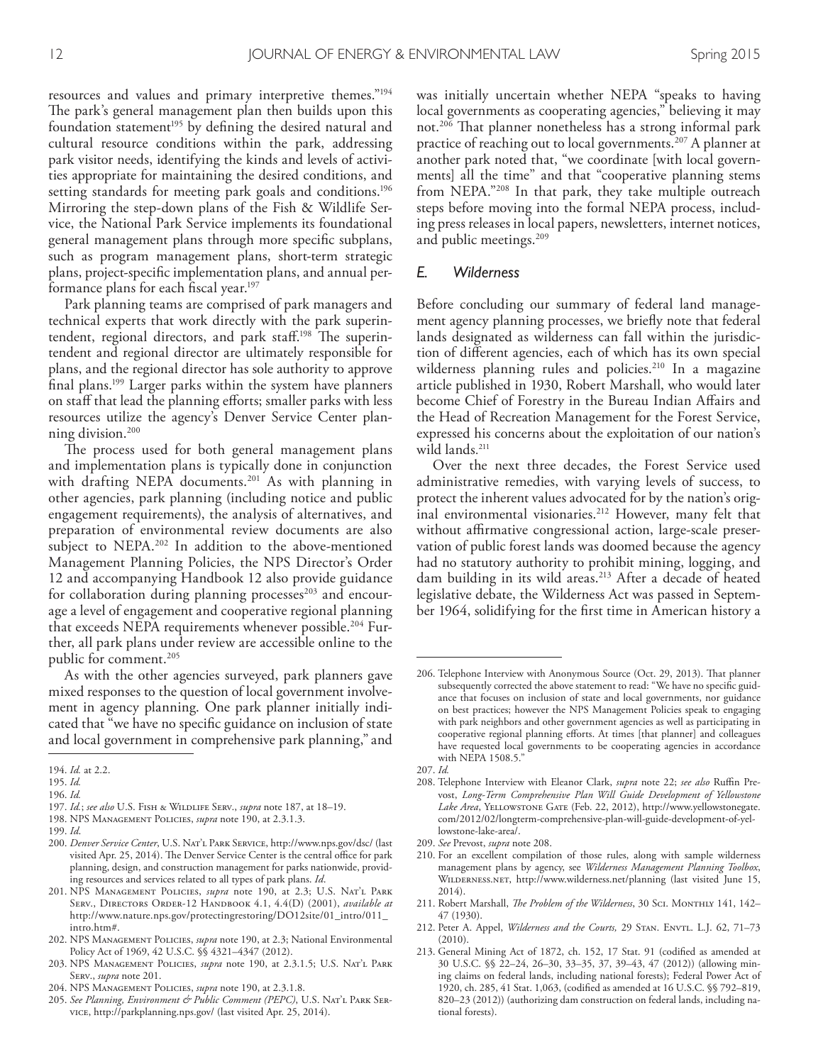resources and values and primary interpretive themes."[194] The park's general management plan then builds upon this foundation statement[195] by defining the desired natural and cultural resource conditions within the park, addressing park visitor needs, identifying the kinds and levels of activities appropriate for maintaining the desired conditions, and setting standards for meeting park goals and conditions.[196] Mirroring the step-down plans of the Fish & Wildlife Service, the National Park Service implements its foundational general management plans through more specific subplans, such as program management plans, short-term strategic plans, project-specific implementation plans, and annual performance plans for each fiscal year.[197]

Park planning teams are comprised of park managers and technical experts that work directly with the park superintendent, regional directors, and park staff.[198] The superintendent and regional director are ultimately responsible for plans, and the regional director has sole authority to approve final plans.[199] Larger parks within the system have planners on staff that lead the planning efforts; smaller parks with less resources utilize the agency's Denver Service Center planning division.[200]

The process used for both general management plans and implementation plans is typically done in conjunction with drafting NEPA documents.[201] As with planning in other agencies, park planning (including notice and public engagement requirements), the analysis of alternatives, and preparation of environmental review documents are also subject to NEPA.[202] In addition to the above-mentioned Management Planning Policies, the NPS Director's Order 12 and accompanying Handbook 12 also provide guidance for collaboration during planning processes[203] and encourage a level of engagement and cooperative regional planning that exceeds NEPA requirements whenever possible.[204] Further, all park plans under review are accessible online to the public for comment.[205]

As with the other agencies surveyed, park planners gave mixed responses to the question of local government involvement in agency planning. One park planner initially indicated that "we have no specific guidance on inclusion of state and local government in comprehensive park planning," and was initially uncertain whether NEPA "speaks to having local governments as cooperating agencies," believing it may not.[206] That planner nonetheless has a strong informal park practice of reaching out to local governments.[207] A planner at another park noted that, "we coordinate [with local governments] all the time" and that "cooperative planning stems from NEPA."[208] In that park, they take multiple outreach steps before moving into the formal NEPA process, including press releases in local papers, newsletters, internet notices, and public meetings.[209]

### *E. Wilderness*

Before concluding our summary of federal land management agency planning processes, we briefly note that federal lands designated as wilderness can fall within the jurisdiction of different agencies, each of which has its own special wilderness planning rules and policies.[210] In a magazine article published in 1930, Robert Marshall, who would later become Chief of Forestry in the Bureau Indian Affairs and the Head of Recreation Management for the Forest Service, expressed his concerns about the exploitation of our nation's wild lands.[211]

Over the next three decades, the Forest Service used administrative remedies, with varying levels of success, to protect the inherent values advocated for by the nation's original environmental visionaries.[212] However, many felt that without affirmative congressional action, large-scale preservation of public forest lands was doomed because the agency had no statutory authority to prohibit mining, logging, and dam building in its wild areas.[213] After a decade of heated legislative debate, the Wilderness Act was passed in September 1964, solidifying for the first time in American history a

---

194. *Id.* at 2.2.
195. *Id.*
196. *Id.*
197. *Id.*; *see also* U.S. Fish & Wildlife Serv., *supra* note 187, at 18–19.
198. NPS Management Policies, *supra* note 190, at 2.3.1.3.
199. *Id.*
200. *Denver Service Center*, U.S. Nat'l Park Service, http://www.nps.gov/dsc/ (last visited Apr. 25, 2014). The Denver Service Center is the central office for park planning, design, and construction management for parks nationwide, providing resources and services related to all types of park plans. *Id.*
201. NPS Management Policies, *supra* note 190, at 2.3; U.S. Nat'l Park Serv., Directors Order-12 Handbook 4.1, 4.4(D) (2001), *available at* http://www.nature.nps.gov/protectingrestoring/DO12site/01_intro/011_intro.htm#.
202. NPS Management Policies, *supra* note 190, at 2.3; National Environmental Policy Act of 1969, 42 U.S.C. §§ 4321–4347 (2012).
203. NPS Management Policies, *supra* note 190, at 2.3.1.5; U.S. Nat'l Park Serv., *supra* note 201.
204. NPS Management Policies, *supra* note 190, at 2.3.1.8.
205. *See Planning, Environment & Public Comment (PEPC)*, U.S. Nat'l Park Service, http://parkplanning.nps.gov/ (last visited Apr. 25, 2014).
206. Telephone Interview with Anonymous Source (Oct. 29, 2013). That planner subsequently corrected the above statement to read: "We have no specific guidance that focuses on inclusion of state and local governments, nor guidance on best practices; however the NPS Management Policies speak to engaging with park neighbors and other government agencies as well as participating in cooperative regional planning efforts. At times [that planner] and colleagues have requested local governments to be cooperating agencies in accordance with NEPA 1508.5."
207. *Id.*
208. Telephone Interview with Eleanor Clark, *supra* note 22; *see also* Ruffin Prevost, *Long-Term Comprehensive Plan Will Guide Development of Yellowstone Lake Area*, Yellowstone Gate (Feb. 22, 2012), http://www.yellowstonegate.com/2012/02/longterm-comprehensive-plan-will-guide-development-of-yellowstone-lake-area/.
209. *See* Prevost, *supra* note 208.
210. For an excellent compilation of those rules, along with sample wilderness management plans by agency, see *Wilderness Management Planning Toolbox*, Wilderness.net, http://www.wilderness.net/planning (last visited June 15, 2014).
211. Robert Marshall, *The Problem of the Wilderness*, 30 Sci. Monthly 141, 142–47 (1930).
212. Peter A. Appel, *Wilderness and the Courts,* 29 Stan. Envtl. L.J. 62, 71–73 (2010).
213. General Mining Act of 1872, ch. 152, 17 Stat. 91 (codified as amended at 30 U.S.C. §§ 22–24, 26–30, 33–35, 37, 39–43, 47 (2012)) (allowing mining claims on federal lands, including national forests); Federal Power Act of 1920, ch. 285, 41 Stat. 1,063, (codified as amended at 16 U.S.C. §§ 792–819, 820–23 (2012)) (authorizing dam construction on federal lands, including national forests).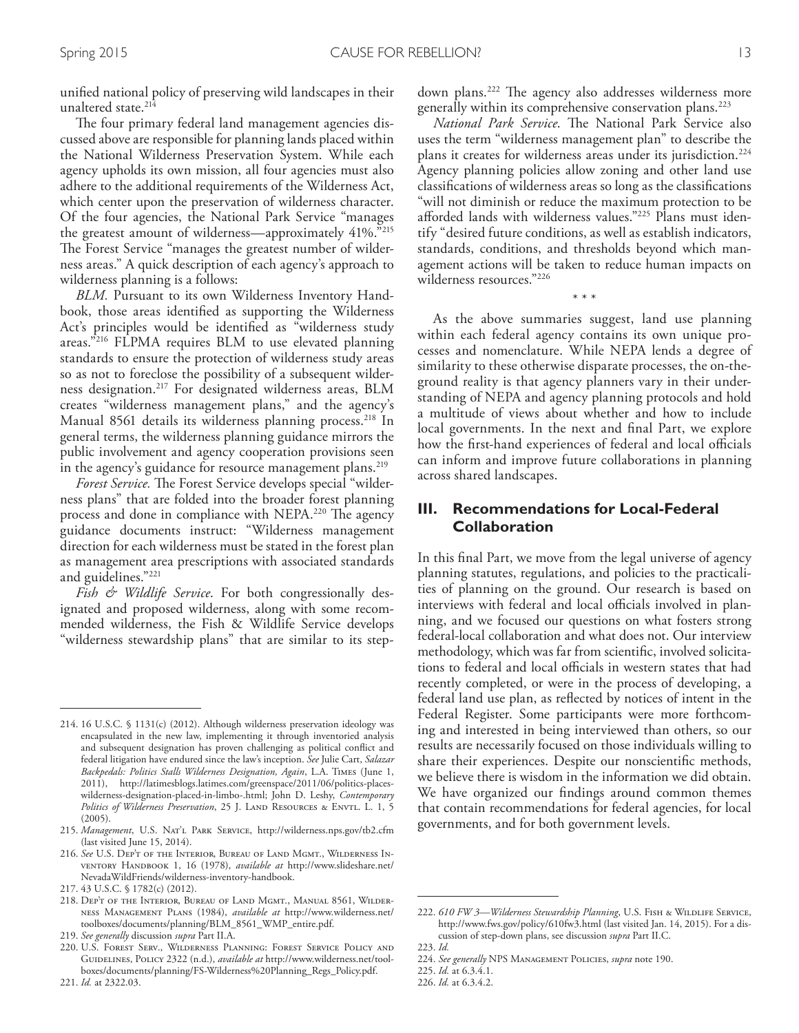unified national policy of preserving wild landscapes in their unaltered state.[214]

The four primary federal land management agencies discussed above are responsible for planning lands placed within the National Wilderness Preservation System. While each agency upholds its own mission, all four agencies must also adhere to the additional requirements of the Wilderness Act, which center upon the preservation of wilderness character. Of the four agencies, the National Park Service "manages the greatest amount of wilderness—approximately 41%."[215] The Forest Service "manages the greatest number of wilderness areas." A quick description of each agency's approach to wilderness planning is a follows:

*BLM*. Pursuant to its own Wilderness Inventory Handbook, those areas identified as supporting the Wilderness Act's principles would be identified as "wilderness study areas."[216] FLPMA requires BLM to use elevated planning standards to ensure the protection of wilderness study areas so as not to foreclose the possibility of a subsequent wilderness designation.[217] For designated wilderness areas, BLM creates "wilderness management plans," and the agency's Manual 8561 details its wilderness planning process.[218] In general terms, the wilderness planning guidance mirrors the public involvement and agency cooperation provisions seen in the agency's guidance for resource management plans.[219]

*Forest Service*. The Forest Service develops special "wilderness plans" that are folded into the broader forest planning process and done in compliance with NEPA.[220] The agency guidance documents instruct: "Wilderness management direction for each wilderness must be stated in the forest plan as management area prescriptions with associated standards and guidelines."[221]

*Fish & Wildlife Service*. For both congressionally designated and proposed wilderness, along with some recommended wilderness, the Fish & Wildlife Service develops "wilderness stewardship plans" that are similar to its step-down plans.[222] The agency also addresses wilderness more generally within its comprehensive conservation plans.[223]

*National Park Service*. The National Park Service also uses the term "wilderness management plan" to describe the plans it creates for wilderness areas under its jurisdiction.[224] Agency planning policies allow zoning and other land use classifications of wilderness areas so long as the classifications "will not diminish or reduce the maximum protection to be afforded lands with wilderness values."[225] Plans must identify "desired future conditions, as well as establish indicators, standards, conditions, and thresholds beyond which management actions will be taken to reduce human impacts on wilderness resources."[226]

\* \* \*

As the above summaries suggest, land use planning within each federal agency contains its own unique processes and nomenclature. While NEPA lends a degree of similarity to these otherwise disparate processes, the on-the-ground reality is that agency planners vary in their understanding of NEPA and agency planning protocols and hold a multitude of views about whether and how to include local governments. In the next and final Part, we explore how the first-hand experiences of federal and local officials can inform and improve future collaborations in planning across shared landscapes.

## III. Recommendations for Local-Federal Collaboration

In this final Part, we move from the legal universe of agency planning statutes, regulations, and policies to the practicalities of planning on the ground. Our research is based on interviews with federal and local officials involved in planning, and we focused our questions on what fosters strong federal-local collaboration and what does not. Our interview methodology, which was far from scientific, involved solicitations to federal and local officials in western states that had recently completed, or were in the process of developing, a federal land use plan, as reflected by notices of intent in the Federal Register. Some participants were more forthcoming and interested in being interviewed than others, so our results are necessarily focused on those individuals willing to share their experiences. Despite our nonscientific methods, we believe there is wisdom in the information we did obtain. We have organized our findings around common themes that contain recommendations for federal agencies, for local governments, and for both government levels.

---

214. 16 U.S.C. § 1131(c) (2012). Although wilderness preservation ideology was encapsulated in the new law, implementing it through inventoried analysis and subsequent designation has proven challenging as political conflict and federal litigation have endured since the law's inception. *See* Julie Cart, *Salazar Backpedals: Politics Stalls Wilderness Designation, Again*, L.A. Times (June 1, 2011), http://latimesblogs.latimes.com/greenspace/2011/06/politics-places-wilderness-designation-placed-in-limbo-.html; John D. Leshy, *Contemporary Politics of Wilderness Preservation*, 25 J. Land Resources & Envtl. L. 1, 5 (2005).

215. *Management*, U.S. Nat'l Park Service, http://wilderness.nps.gov/tb2.cfm (last visited June 15, 2014).

216. *See* U.S. Dep't of the Interior, Bureau of Land Mgmt., Wilderness Inventory Handbook 1, 16 (1978), *available at* http://www.slideshare.net/NevadaWildFriends/wilderness-inventory-handbook.

217. 43 U.S.C. § 1782(c) (2012).

218. Dep't of the Interior, Bureau of Land Mgmt., Manual 8561, Wilderness Management Plans (1984), *available at* http://www.wilderness.net/toolboxes/documents/planning/BLM_8561_WMP_entire.pdf.

219. *See generally* discussion *supra* Part II.A.

220. U.S. Forest Serv., Wilderness Planning: Forest Service Policy and Guidelines, Policy 2322 (n.d.), *available at* http://www.wilderness.net/toolboxes/documents/planning/FS-Wilderness%20Planning_Regs_Policy.pdf.

221. *Id.* at 2322.03.

222. *610 FW 3—Wilderness Stewardship Planning*, U.S. Fish & Wildlife Service, http://www.fws.gov/policy/610fw3.html (last visited Jan. 14, 2015). For a discussion of step-down plans, see discussion *supra* Part II.C.

223. *Id.*

224. *See generally* NPS Management Policies, *supra* note 190.

225. *Id.* at 6.3.4.1.

226. *Id.* at 6.3.4.2.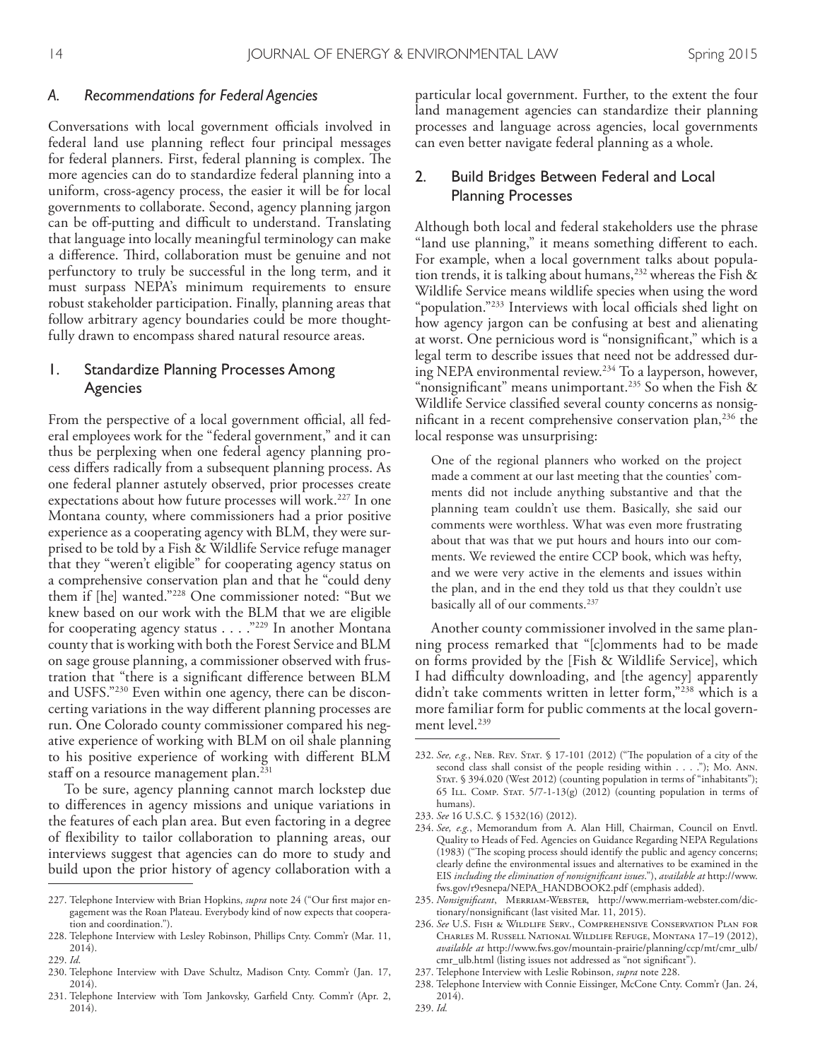### A. Recommendations for Federal Agencies

Conversations with local government officials involved in federal land use planning reflect four principal messages for federal planners. First, federal planning is complex. The more agencies can do to standardize federal planning into a uniform, cross-agency process, the easier it will be for local governments to collaborate. Second, agency planning jargon can be off-putting and difficult to understand. Translating that language into locally meaningful terminology can make a difference. Third, collaboration must be genuine and not perfunctory to truly be successful in the long term, and it must surpass NEPA's minimum requirements to ensure robust stakeholder participation. Finally, planning areas that follow arbitrary agency boundaries could be more thoughtfully drawn to encompass shared natural resource areas.

#### 1. Standardize Planning Processes Among Agencies

From the perspective of a local government official, all federal employees work for the "federal government," and it can thus be perplexing when one federal agency planning process differs radically from a subsequent planning process. As one federal planner astutely observed, prior processes create expectations about how future processes will work.[227] In one Montana county, where commissioners had a prior positive experience as a cooperating agency with BLM, they were surprised to be told by a Fish & Wildlife Service refuge manager that they "weren't eligible" for cooperating agency status on a comprehensive conservation plan and that he "could deny them if [he] wanted."[228] One commissioner noted: "But we knew based on our work with the BLM that we are eligible for cooperating agency status . . . ."[229] In another Montana county that is working with both the Forest Service and BLM on sage grouse planning, a commissioner observed with frustration that "there is a significant difference between BLM and USFS."[230] Even within one agency, there can be disconcerting variations in the way different planning processes are run. One Colorado county commissioner compared his negative experience of working with BLM on oil shale planning to his positive experience of working with different BLM staff on a resource management plan.[231]

To be sure, agency planning cannot march lockstep due to differences in agency missions and unique variations in the features of each plan area. But even factoring in a degree of flexibility to tailor collaboration to planning areas, our interviews suggest that agencies can do more to study and build upon the prior history of agency collaboration with a particular local government. Further, to the extent the four land management agencies can standardize their planning processes and language across agencies, local governments can even better navigate federal planning as a whole.

#### 2. Build Bridges Between Federal and Local Planning Processes

Although both local and federal stakeholders use the phrase "land use planning," it means something different to each. For example, when a local government talks about population trends, it is talking about humans,[232] whereas the Fish & Wildlife Service means wildlife species when using the word "population."[233] Interviews with local officials shed light on how agency jargon can be confusing at best and alienating at worst. One pernicious word is "nonsignificant," which is a legal term to describe issues that need not be addressed during NEPA environmental review.[234] To a layperson, however, "nonsignificant" means unimportant.[235] So when the Fish & Wildlife Service classified several county concerns as nonsignificant in a recent comprehensive conservation plan,[236] the local response was unsurprising:

> One of the regional planners who worked on the project made a comment at our last meeting that the counties' comments did not include anything substantive and that the planning team couldn't use them. Basically, she said our comments were worthless. What was even more frustrating about that was that we put hours and hours into our comments. We reviewed the entire CCP book, which was hefty, and we were very active in the elements and issues within the plan, and in the end they told us that they couldn't use basically all of our comments.[237]

Another county commissioner involved in the same planning process remarked that "[c]omments had to be made on forms provided by the [Fish & Wildlife Service], which I had difficulty downloading, and [the agency] apparently didn't take comments written in letter form,"[238] which is a more familiar form for public comments at the local government level.[239]

---

227. Telephone Interview with Brian Hopkins, *supra* note 24 ("Our first major engagement was the Roan Plateau. Everybody kind of now expects that cooperation and coordination.").

228. Telephone Interview with Lesley Robinson, Phillips Cnty. Comm'r (Mar. 11, 2014).

229. *Id.*

230. Telephone Interview with Dave Schultz, Madison Cnty. Comm'r (Jan. 17, 2014).

231. Telephone Interview with Tom Jankovsky, Garfield Cnty. Comm'r (Apr. 2, 2014).

232. *See, e.g.*, Neb. Rev. Stat. § 17-101 (2012) ("The population of a city of the second class shall consist of the people residing within . . . ."); Mo. Ann. Stat. § 394.020 (West 2012) (counting population in terms of "inhabitants"); 65 Ill. Comp. Stat. 5/7-1-13(g) (2012) (counting population in terms of humans).

233. *See* 16 U.S.C. § 1532(16) (2012).

234. *See, e.g.*, Memorandum from A. Alan Hill, Chairman, Council on Envtl. Quality to Heads of Fed. Agencies on Guidance Regarding NEPA Regulations (1983) ("The scoping process should identify the public and agency concerns; clearly define the environmental issues and alternatives to be examined in the EIS *including the elimination of nonsignificant issues*."), *available at* http://www.fws.gov/r9esnepa/NEPA_HANDBOOK2.pdf (emphasis added).

235. *Nonsignificant*, Merriam-Webster, http://www.merriam-webster.com/dictionary/nonsignificant (last visited Mar. 11, 2015).

236. *See* U.S. Fish & Wildlife Serv., Comprehensive Conservation Plan for Charles M. Russell National Wildlife Refuge, Montana 17–19 (2012), *available at* http://www.fws.gov/mountain-prairie/planning/ccp/mt/cmr_ulb/cmr_ulb.html (listing issues not addressed as "not significant").

237. Telephone Interview with Leslie Robinson, *supra* note 228.

238. Telephone Interview with Connie Eissinger, McCone Cnty. Comm'r (Jan. 24, 2014).

239. *Id.*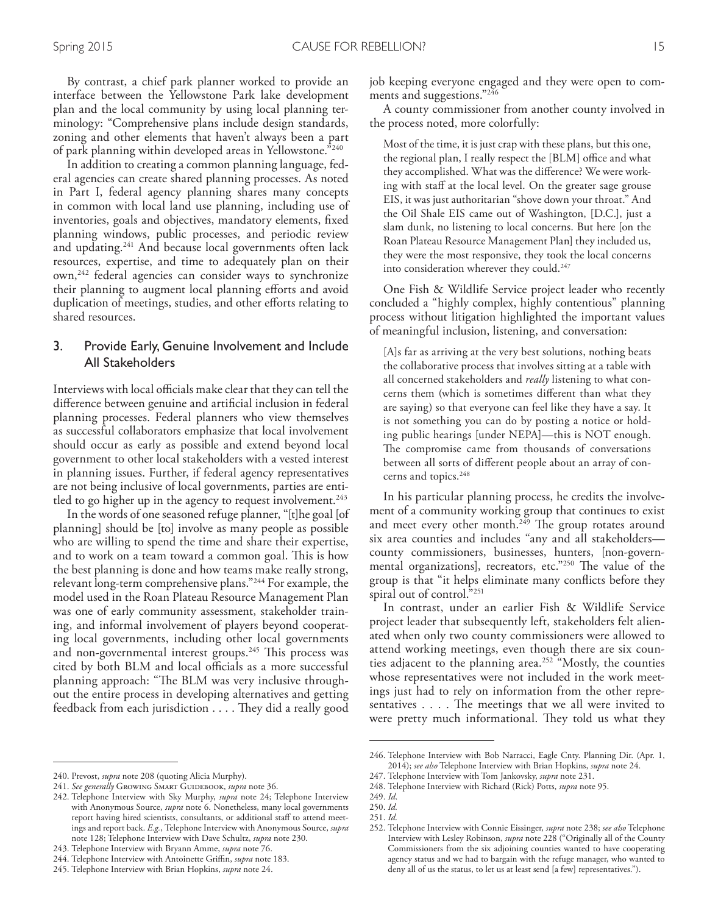By contrast, a chief park planner worked to provide an interface between the Yellowstone Park lake development plan and the local community by using local planning terminology: "Comprehensive plans include design standards, zoning and other elements that haven't always been a part of park planning within developed areas in Yellowstone."[240]

In addition to creating a common planning language, federal agencies can create shared planning processes. As noted in Part I, federal agency planning shares many concepts in common with local land use planning, including use of inventories, goals and objectives, mandatory elements, fixed planning windows, public processes, and periodic review and updating.[241] And because local governments often lack resources, expertise, and time to adequately plan on their own,[242] federal agencies can consider ways to synchronize their planning to augment local planning efforts and avoid duplication of meetings, studies, and other efforts relating to shared resources.

### 3. Provide Early, Genuine Involvement and Include All Stakeholders

Interviews with local officials make clear that they can tell the difference between genuine and artificial inclusion in federal planning processes. Federal planners who view themselves as successful collaborators emphasize that local involvement should occur as early as possible and extend beyond local government to other local stakeholders with a vested interest in planning issues. Further, if federal agency representatives are not being inclusive of local governments, parties are entitled to go higher up in the agency to request involvement.[243]

In the words of one seasoned refuge planner, "[t]he goal [of planning] should be [to] involve as many people as possible who are willing to spend the time and share their expertise, and to work on a team toward a common goal. This is how the best planning is done and how teams make really strong, relevant long-term comprehensive plans."[244] For example, the model used in the Roan Plateau Resource Management Plan was one of early community assessment, stakeholder training, and informal involvement of players beyond cooperating local governments, including other local governments and non-governmental interest groups.[245] This process was cited by both BLM and local officials as a more successful planning approach: "The BLM was very inclusive throughout the entire process in developing alternatives and getting feedback from each jurisdiction . . . . They did a really good job keeping everyone engaged and they were open to comments and suggestions."[246]

A county commissioner from another county involved in the process noted, more colorfully:

> Most of the time, it is just crap with these plans, but this one, the regional plan, I really respect the [BLM] office and what they accomplished. What was the difference? We were working with staff at the local level. On the greater sage grouse EIS, it was just authoritarian "shove down your throat." And the Oil Shale EIS came out of Washington, [D.C.], just a slam dunk, no listening to local concerns. But here [on the Roan Plateau Resource Management Plan] they included us, they were the most responsive, they took the local concerns into consideration wherever they could.[247]

One Fish & Wildlife Service project leader who recently concluded a "highly complex, highly contentious" planning process without litigation highlighted the important values of meaningful inclusion, listening, and conversation:

> [A]s far as arriving at the very best solutions, nothing beats the collaborative process that involves sitting at a table with all concerned stakeholders and *really* listening to what concerns them (which is sometimes different than what they are saying) so that everyone can feel like they have a say. It is not something you can do by posting a notice or holding public hearings [under NEPA]—this is NOT enough. The compromise came from thousands of conversations between all sorts of different people about an array of concerns and topics.[248]

In his particular planning process, he credits the involvement of a community working group that continues to exist and meet every other month.[249] The group rotates around six area counties and includes "any and all stakeholders—county commissioners, businesses, hunters, [non-governmental organizations], recreators, etc."[250] The value of the group is that "it helps eliminate many conflicts before they spiral out of control."[251]

In contrast, under an earlier Fish & Wildlife Service project leader that subsequently left, stakeholders felt alienated when only two county commissioners were allowed to attend working meetings, even though there are six counties adjacent to the planning area.[252] "Mostly, the counties whose representatives were not included in the work meetings just had to rely on information from the other representatives . . . . The meetings that we all were invited to were pretty much informational. They told us what they

---

240. Prevost, *supra* note 208 (quoting Alicia Murphy).

241. *See generally* Growing Smart Guidebook, *supra* note 36.

242. Telephone Interview with Sky Murphy, *supra* note 24; Telephone Interview with Anonymous Source, *supra* note 6. Nonetheless, many local governments report having hired scientists, consultants, or additional staff to attend meetings and report back. *E.g.*, Telephone Interview with Anonymous Source, *supra* note 128; Telephone Interview with Dave Schultz, *supra* note 230.

243. Telephone Interview with Bryann Amme, *supra* note 76.

244. Telephone Interview with Antoinette Griffin, *supra* note 183.

245. Telephone Interview with Brian Hopkins, *supra* note 24.

246. Telephone Interview with Bob Narracci, Eagle Cnty. Planning Dir. (Apr. 1, 2014); *see also* Telephone Interview with Brian Hopkins, *supra* note 24.

247. Telephone Interview with Tom Jankovsky, *supra* note 231.

248. Telephone Interview with Richard (Rick) Potts, *supra* note 95.

249. *Id.*

250. *Id.*

251. *Id.*

252. Telephone Interview with Connie Eissinger, *supra* note 238; *see also* Telephone Interview with Lesley Robinson, *supra* note 228 ("Originally all of the County Commissioners from the six adjoining counties wanted to have cooperating agency status and we had to bargain with the refuge manager, who wanted to deny all of us the status, to let us at least send [a few] representatives.").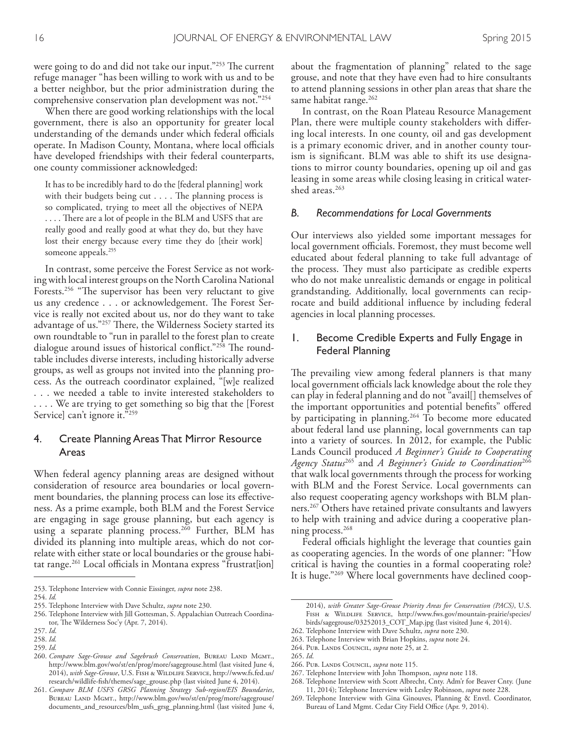were going to do and did not take our input."[253] The current refuge manager "has been willing to work with us and to be a better neighbor, but the prior administration during the comprehensive conservation plan development was not."[254]

When there are good working relationships with the local government, there is also an opportunity for greater local understanding of the demands under which federal officials operate. In Madison County, Montana, where local officials have developed friendships with their federal counterparts, one county commissioner acknowledged:

> It has to be incredibly hard to do the [federal planning] work with their budgets being cut . . . . The planning process is so complicated, trying to meet all the objectives of NEPA . . . . There are a lot of people in the BLM and USFS that are really good and really good at what they do, but they have lost their energy because every time they do [their work] someone appeals.[255]

In contrast, some perceive the Forest Service as not working with local interest groups on the North Carolina National Forests.[256] "The supervisor has been very reluctant to give us any credence . . . or acknowledgement. The Forest Service is really not excited about us, nor do they want to take advantage of us."[257] There, the Wilderness Society started its own roundtable to "run in parallel to the forest plan to create dialogue around issues of historical conflict."[258] The roundtable includes diverse interests, including historically adverse groups, as well as groups not invited into the planning process. As the outreach coordinator explained, "[w]e realized . . . we needed a table to invite interested stakeholders to . . . . We are trying to get something so big that the [Forest Service] can't ignore it."[259]

### 4. Create Planning Areas That Mirror Resource Areas

When federal agency planning areas are designed without consideration of resource area boundaries or local government boundaries, the planning process can lose its effectiveness. As a prime example, both BLM and the Forest Service are engaging in sage grouse planning, but each agency is using a separate planning process.[260] Further, BLM has divided its planning into multiple areas, which do not correlate with either state or local boundaries or the grouse habitat range.[261] Local officials in Montana express "frustrat[ion] about the fragmentation of planning" related to the sage grouse, and note that they have even had to hire consultants to attend planning sessions in other plan areas that share the same habitat range.[262]

In contrast, on the Roan Plateau Resource Management Plan, there were multiple county stakeholders with differing local interests. In one county, oil and gas development is a primary economic driver, and in another county tourism is significant. BLM was able to shift its use designations to mirror county boundaries, opening up oil and gas leasing in some areas while closing leasing in critical watershed areas.[263]

## B. Recommendations for Local Governments

Our interviews also yielded some important messages for local government officials. Foremost, they must become well educated about federal planning to take full advantage of the process. They must also participate as credible experts who do not make unrealistic demands or engage in political grandstanding. Additionally, local governments can reciprocate and build additional influence by including federal agencies in local planning processes.

### 1. Become Credible Experts and Fully Engage in Federal Planning

The prevailing view among federal planners is that many local government officials lack knowledge about the role they can play in federal planning and do not "avail[] themselves of the important opportunities and potential benefits" offered by participating in planning.[264] To become more educated about federal land use planning, local governments can tap into a variety of sources. In 2012, for example, the Public Lands Council produced *A Beginner's Guide to Cooperating Agency Status*[265] and *A Beginner's Guide to Coordination*[266] that walk local governments through the process for working with BLM and the Forest Service. Local governments can also request cooperating agency workshops with BLM planners.[267] Others have retained private consultants and lawyers to help with training and advice during a cooperative planning process.[268]

Federal officials highlight the leverage that counties gain as cooperating agencies. In the words of one planner: "How critical is having the counties in a formal cooperating role? It is huge."[269] Where local governments have declined coop-

---

253. Telephone Interview with Connie Eissinger, *supra* note 238.

254. *Id.*

255. Telephone Interview with Dave Schultz, *supra* note 230.

256. Telephone Interview with Jill Gottesman, S. Appalachian Outreach Coordinator, The Wilderness Soc'y (Apr. 7, 2014).

257. *Id.*

258. *Id.*

259. *Id.*

260. *Compare Sage-Grouse and Sagebrush Conservation*, Bureau Land Mgmt., http://www.blm.gov/wo/st/en/prog/more/sagegrouse.html (last visited June 4, 2014), *with Sage-Grouse*, U.S. Fish & Wildlife Service, http://www.fs.fed.us/research/wildlife-fish/themes/sage_grouse.php (last visited June 4, 2014).

261. *Compare BLM USFS GRSG Planning Strategy Sub-region/EIS Boundaries*, Bureau Land Mgmt., http://www.blm.gov/wo/st/en/prog/more/sagegrouse/documents_and_resources/blm_usfs_grsg_planning.html (last visited June 4, 2014), *with Greater Sage-Grouse Priority Areas for Conservation (PACS)*, U.S. Fish & Wildlife Service, http://www.fws.gov/mountain-prairie/species/birds/sagegrouse/03252013_COT_Map.jpg (last visited June 4, 2014).

262. Telephone Interview with Dave Schultz, *supra* note 230.

263. Telephone Interview with Brian Hopkins, *supra* note 24.

264. Pub. Lands Council, *supra* note 25, at 2.

265. *Id.*

266. Pub. Lands Council, *supra* note 115.

267. Telephone Interview with John Thompson, *supra* note 118.

268. Telephone Interview with Scott Albrecht, Cnty. Adm'r for Beaver Cnty. (June 11, 2014); Telephone Interview with Lesley Robinson, *supra* note 228.

269. Telephone Interview with Gina Ginouves, Planning & Envtl. Coordinator, Bureau of Land Mgmt. Cedar City Field Office (Apr. 9, 2014).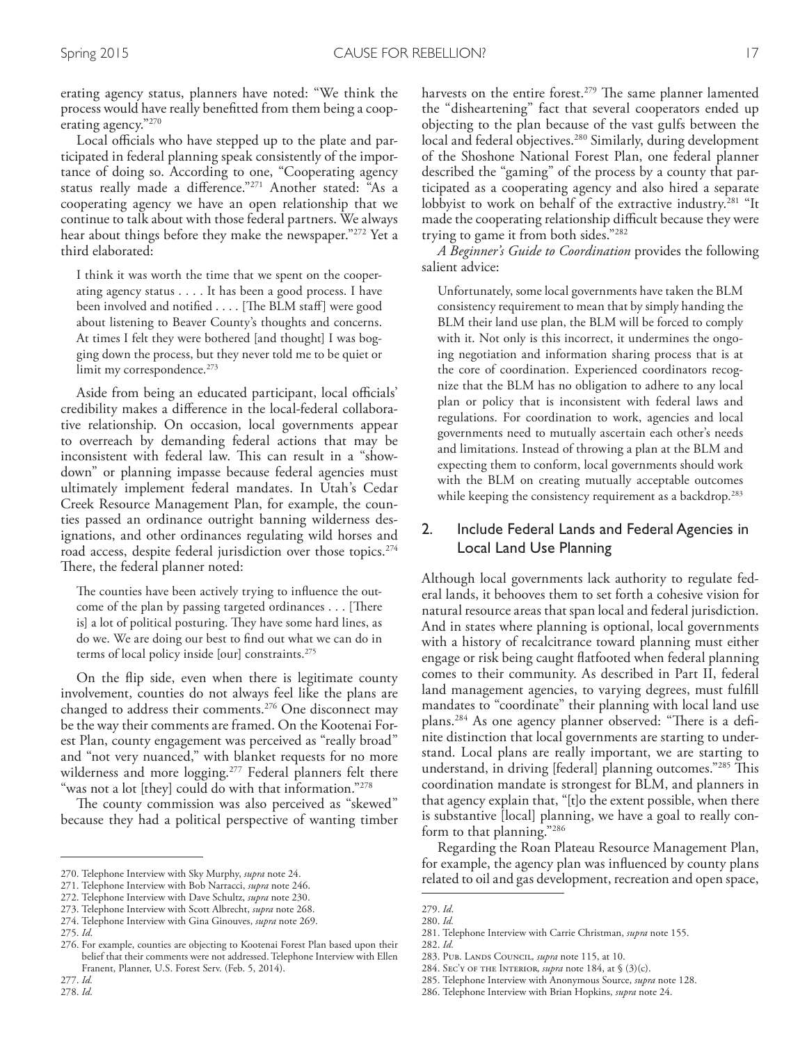erating agency status, planners have noted: "We think the process would have really benefitted from them being a cooperating agency."[270]

Local officials who have stepped up to the plate and participated in federal planning speak consistently of the importance of doing so. According to one, "Cooperating agency status really made a difference."[271] Another stated: "As a cooperating agency we have an open relationship that we continue to talk about with those federal partners. We always hear about things before they make the newspaper."[272] Yet a third elaborated:

> I think it was worth the time that we spent on the cooperating agency status . . . . It has been a good process. I have been involved and notified . . . . [The BLM staff] were good about listening to Beaver County's thoughts and concerns. At times I felt they were bothered [and thought] I was bogging down the process, but they never told me to be quiet or limit my correspondence.[273]

Aside from being an educated participant, local officials' credibility makes a difference in the local-federal collaborative relationship. On occasion, local governments appear to overreach by demanding federal actions that may be inconsistent with federal law. This can result in a "showdown" or planning impasse because federal agencies must ultimately implement federal mandates. In Utah's Cedar Creek Resource Management Plan, for example, the counties passed an ordinance outright banning wilderness designations, and other ordinances regulating wild horses and road access, despite federal jurisdiction over those topics.[274] There, the federal planner noted:

> The counties have been actively trying to influence the outcome of the plan by passing targeted ordinances . . . [There is] a lot of political posturing. They have some hard lines, as do we. We are doing our best to find out what we can do in terms of local policy inside [our] constraints.[275]

On the flip side, even when there is legitimate county involvement, counties do not always feel like the plans are changed to address their comments.[276] One disconnect may be the way their comments are framed. On the Kootenai Forest Plan, county engagement was perceived as "really broad" and "not very nuanced," with blanket requests for no more wilderness and more logging.[277] Federal planners felt there "was not a lot [they] could do with that information."[278]

The county commission was also perceived as "skewed" because they had a political perspective of wanting timber harvests on the entire forest.[279] The same planner lamented the "disheartening" fact that several cooperators ended up objecting to the plan because of the vast gulfs between the local and federal objectives.[280] Similarly, during development of the Shoshone National Forest Plan, one federal planner described the "gaming" of the process by a county that participated as a cooperating agency and also hired a separate lobbyist to work on behalf of the extractive industry.[281] "It made the cooperating relationship difficult because they were trying to game it from both sides."[282]

*A Beginner's Guide to Coordination* provides the following salient advice:

> Unfortunately, some local governments have taken the BLM consistency requirement to mean that by simply handing the BLM their land use plan, the BLM will be forced to comply with it. Not only is this incorrect, it undermines the ongoing negotiation and information sharing process that is at the core of coordination. Experienced coordinators recognize that the BLM has no obligation to adhere to any local plan or policy that is inconsistent with federal laws and regulations. For coordination to work, agencies and local governments need to mutually ascertain each other's needs and limitations. Instead of throwing a plan at the BLM and expecting them to conform, local governments should work with the BLM on creating mutually acceptable outcomes while keeping the consistency requirement as a backdrop.[283]

### 2. Include Federal Lands and Federal Agencies in Local Land Use Planning

Although local governments lack authority to regulate federal lands, it behooves them to set forth a cohesive vision for natural resource areas that span local and federal jurisdiction. And in states where planning is optional, local governments with a history of recalcitrance toward planning must either engage or risk being caught flatfooted when federal planning comes to their community. As described in Part II, federal land management agencies, to varying degrees, must fulfill mandates to "coordinate" their planning with local land use plans.[284] As one agency planner observed: "There is a definite distinction that local governments are starting to understand. Local plans are really important, we are starting to understand, in driving [federal] planning outcomes."[285] This coordination mandate is strongest for BLM, and planners in that agency explain that, "[t]o the extent possible, when there is substantive [local] planning, we have a goal to really conform to that planning."[286]

Regarding the Roan Plateau Resource Management Plan, for example, the agency plan was influenced by county plans related to oil and gas development, recreation and open space,

---

270. Telephone Interview with Sky Murphy, *supra* note 24.
271. Telephone Interview with Bob Narracci, *supra* note 246.
272. Telephone Interview with Dave Schultz, *supra* note 230.
273. Telephone Interview with Scott Albrecht, *supra* note 268.
274. Telephone Interview with Gina Ginouves, *supra* note 269.
275. *Id.*
276. For example, counties are objecting to Kootenai Forest Plan based upon their belief that their comments were not addressed. Telephone Interview with Ellen Franent, Planner, U.S. Forest Serv. (Feb. 5, 2014).
277. *Id.*
278. *Id.*
279. *Id.*
280. *Id.*
281. Telephone Interview with Carrie Christman, *supra* note 155.
282. *Id.*
283. Pub. Lands Council, *supra* note 115, at 10.
284. Sec'y of the Interior, *supra* note 184, at § (3)(c).
285. Telephone Interview with Anonymous Source, *supra* note 128.
286. Telephone Interview with Brian Hopkins, *supra* note 24.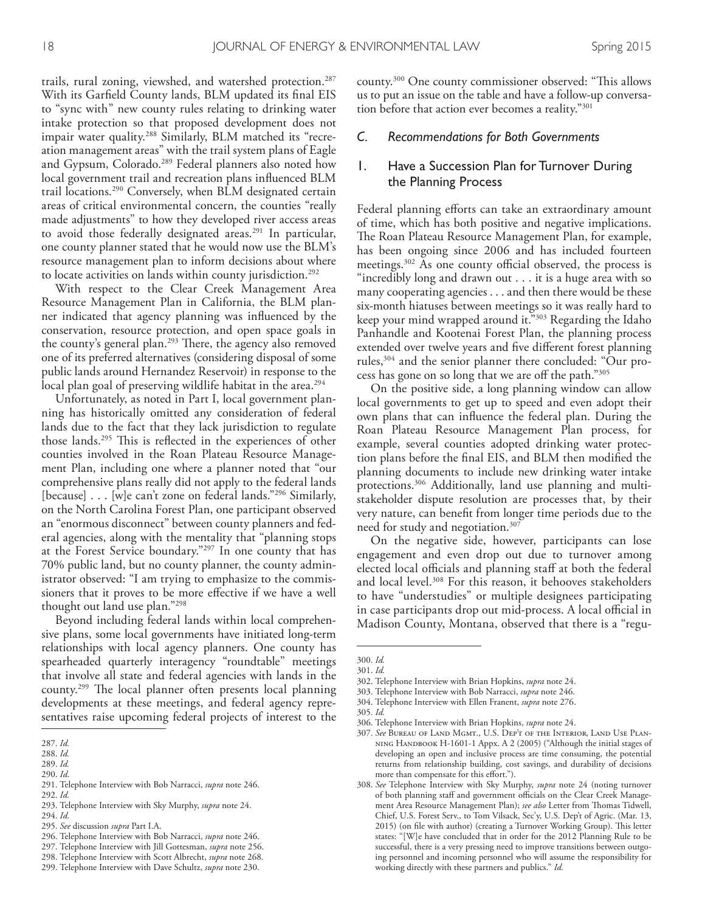trails, rural zoning, viewshed, and watershed protection.[287] With its Garfield County lands, BLM updated its final EIS to "sync with" new county rules relating to drinking water intake protection so that proposed development does not impair water quality.[288] Similarly, BLM matched its "recreation management areas" with the trail system plans of Eagle and Gypsum, Colorado.[289] Federal planners also noted how local government trail and recreation plans influenced BLM trail locations.[290] Conversely, when BLM designated certain areas of critical environmental concern, the counties "really made adjustments" to how they developed river access areas to avoid those federally designated areas.[291] In particular, one county planner stated that he would now use the BLM's resource management plan to inform decisions about where to locate activities on lands within county jurisdiction.[292]

With respect to the Clear Creek Management Area Resource Management Plan in California, the BLM planner indicated that agency planning was influenced by the conservation, resource protection, and open space goals in the county's general plan.[293] There, the agency also removed one of its preferred alternatives (considering disposal of some public lands around Hernandez Reservoir) in response to the local plan goal of preserving wildlife habitat in the area.[294]

Unfortunately, as noted in Part I, local government planning has historically omitted any consideration of federal lands due to the fact that they lack jurisdiction to regulate those lands.[295] This is reflected in the experiences of other counties involved in the Roan Plateau Resource Management Plan, including one where a planner noted that "our comprehensive plans really did not apply to the federal lands [because] . . . [w]e can't zone on federal lands."[296] Similarly, on the North Carolina Forest Plan, one participant observed an "enormous disconnect" between county planners and federal agencies, along with the mentality that "planning stops at the Forest Service boundary."[297] In one county that has 70% public land, but no county planner, the county administrator observed: "I am trying to emphasize to the commissioners that it proves to be more effective if we have a well thought out land use plan."[298]

Beyond including federal lands within local comprehensive plans, some local governments have initiated long-term relationships with local agency planners. One county has spearheaded quarterly interagency "roundtable" meetings that involve all state and federal agencies with lands in the county.[299] The local planner often presents local planning developments at these meetings, and federal agency representatives raise upcoming federal projects of interest to the county.[300] One county commissioner observed: "This allows us to put an issue on the table and have a follow-up conversation before that action ever becomes a reality."[301]

### C. Recommendations for Both Governments

#### 1. Have a Succession Plan for Turnover During the Planning Process

Federal planning efforts can take an extraordinary amount of time, which has both positive and negative implications. The Roan Plateau Resource Management Plan, for example, has been ongoing since 2006 and has included fourteen meetings.[302] As one county official observed, the process is "incredibly long and drawn out . . . it is a huge area with so many cooperating agencies . . . and then there would be these six-month hiatuses between meetings so it was really hard to keep your mind wrapped around it."[303] Regarding the Idaho Panhandle and Kootenai Forest Plan, the planning process extended over twelve years and five different forest planning rules,[304] and the senior planner there concluded: "Our process has gone on so long that we are off the path."[305]

On the positive side, a long planning window can allow local governments to get up to speed and even adopt their own plans that can influence the federal plan. During the Roan Plateau Resource Management Plan process, for example, several counties adopted drinking water protection plans before the final EIS, and BLM then modified the planning documents to include new drinking water intake protections.[306] Additionally, land use planning and multistakeholder dispute resolution are processes that, by their very nature, can benefit from longer time periods due to the need for study and negotiation.[307]

On the negative side, however, participants can lose engagement and even drop out due to turnover among elected local officials and planning staff at both the federal and local level.[308] For this reason, it behooves stakeholders to have "understudies" or multiple designees participating in case participants drop out mid-process. A local official in Madison County, Montana, observed that there is a "regu-

---

287. *Id.*
288. *Id.*
289. *Id.*
290. *Id.*
291. Telephone Interview with Bob Narracci, *supra* note 246.
292. *Id.*
293. Telephone Interview with Sky Murphy, *supra* note 24.
294. *Id.*
295. *See* discussion *supra* Part I.A.
296. Telephone Interview with Bob Narracci, *supra* note 246.
297. Telephone Interview with Jill Gottesman, *supra* note 256.
298. Telephone Interview with Scott Albrecht, *supra* note 268.
299. Telephone Interview with Dave Schultz, *supra* note 230.
300. *Id.*
301. *Id.*
302. Telephone Interview with Brian Hopkins, *supra* note 24.
303. Telephone Interview with Bob Narracci, *supra* note 246.
304. Telephone Interview with Ellen Franent, *supra* note 276.
305. *Id.*
306. Telephone Interview with Brian Hopkins, *supra* note 24.
307. *See* Bureau of Land Mgmt., U.S. Dep't of the Interior, Land Use Planning Handbook H-1601-1 Appx. A 2 (2005) ("Although the initial stages of developing an open and inclusive process are time consuming, the potential returns from relationship building, cost savings, and durability of decisions more than compensate for this effort.").
308. *See* Telephone Interview with Sky Murphy, *supra* note 24 (noting turnover of both planning staff and government officials on the Clear Creek Management Area Resource Management Plan); *see also* Letter from Thomas Tidwell, Chief, U.S. Forest Serv., to Tom Vilsack, Sec'y, U.S. Dep't of Agric. (Mar. 13, 2015) (on file with author) (creating a Turnover Working Group). This letter states: "[W]e have concluded that in order for the 2012 Planning Rule to be successful, there is a very pressing need to improve transitions between outgoing personnel and incoming personnel who will assume the responsibility for working directly with these partners and publics." *Id.*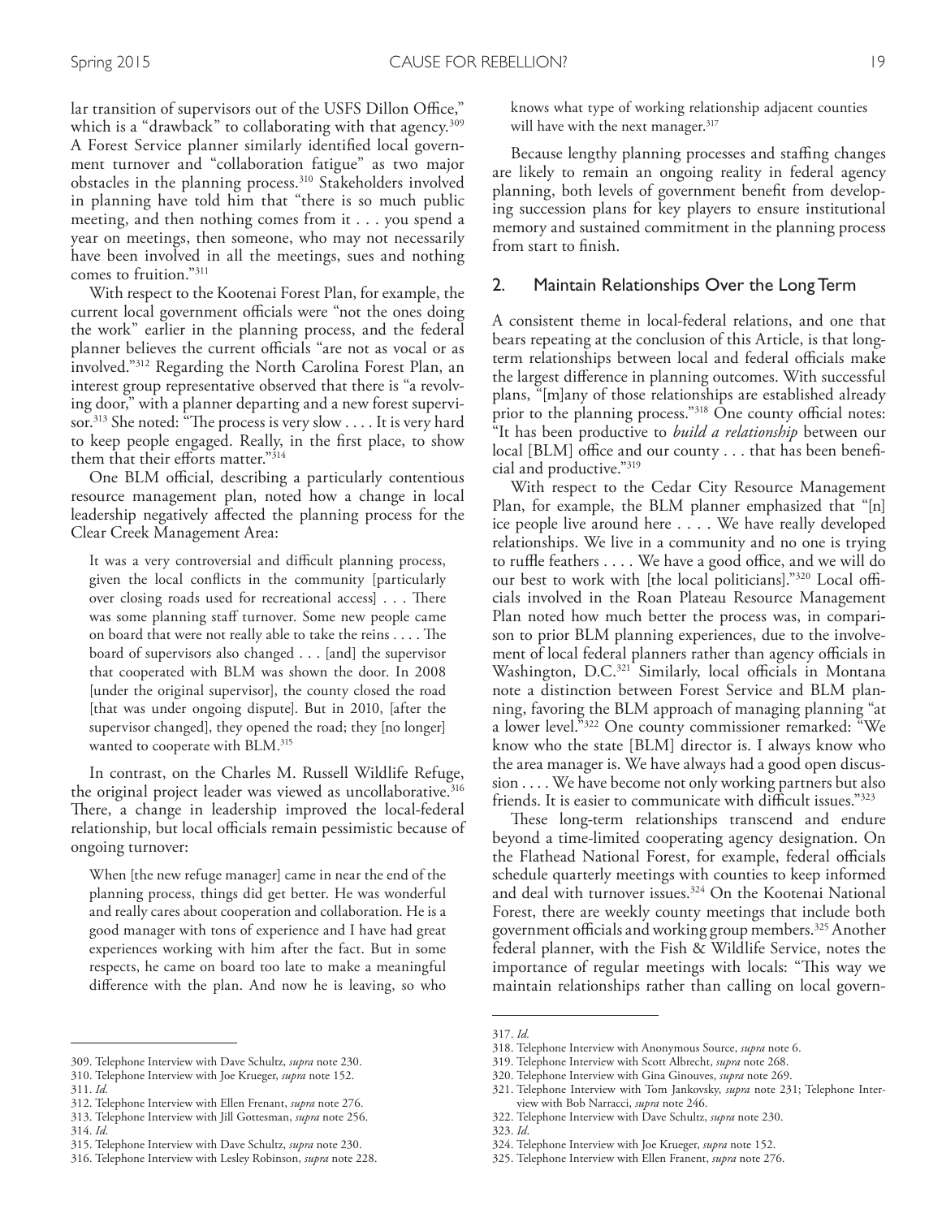lar transition of supervisors out of the USFS Dillon Office," which is a "drawback" to collaborating with that agency.[309] A Forest Service planner similarly identified local government turnover and "collaboration fatigue" as two major obstacles in the planning process.[310] Stakeholders involved in planning have told him that "there is so much public meeting, and then nothing comes from it . . . you spend a year on meetings, then someone, who may not necessarily have been involved in all the meetings, sues and nothing comes to fruition."[311]

With respect to the Kootenai Forest Plan, for example, the current local government officials were "not the ones doing the work" earlier in the planning process, and the federal planner believes the current officials "are not as vocal or as involved."[312] Regarding the North Carolina Forest Plan, an interest group representative observed that there is "a revolving door," with a planner departing and a new forest supervisor.[313] She noted: "The process is very slow . . . . It is very hard to keep people engaged. Really, in the first place, to show them that their efforts matter."[314]

One BLM official, describing a particularly contentious resource management plan, noted how a change in local leadership negatively affected the planning process for the Clear Creek Management Area:

> It was a very controversial and difficult planning process, given the local conflicts in the community [particularly over closing roads used for recreational access] . . . There was some planning staff turnover. Some new people came on board that were not really able to take the reins . . . . The board of supervisors also changed . . . [and] the supervisor that cooperated with BLM was shown the door. In 2008 [under the original supervisor], the county closed the road [that was under ongoing dispute]. But in 2010, [after the supervisor changed], they opened the road; they [no longer] wanted to cooperate with BLM.[315]

In contrast, on the Charles M. Russell Wildlife Refuge, the original project leader was viewed as uncollaborative.[316] There, a change in leadership improved the local-federal relationship, but local officials remain pessimistic because of ongoing turnover:

> When [the new refuge manager] came in near the end of the planning process, things did get better. He was wonderful and really cares about cooperation and collaboration. He is a good manager with tons of experience and I have had great experiences working with him after the fact. But in some respects, he came on board too late to make a meaningful difference with the plan. And now he is leaving, so who knows what type of working relationship adjacent counties will have with the next manager.[317]

Because lengthy planning processes and staffing changes are likely to remain an ongoing reality in federal agency planning, both levels of government benefit from developing succession plans for key players to ensure institutional memory and sustained commitment in the planning process from start to finish.

## 2. Maintain Relationships Over the Long Term

A consistent theme in local-federal relations, and one that bears repeating at the conclusion of this Article, is that long-term relationships between local and federal officials make the largest difference in planning outcomes. With successful plans, "[m]any of those relationships are established already prior to the planning process."[318] One county official notes: "It has been productive to *build a relationship* between our local [BLM] office and our county . . . that has been beneficial and productive."[319]

With respect to the Cedar City Resource Management Plan, for example, the BLM planner emphasized that "[n]ice people live around here . . . . We have really developed relationships. We live in a community and no one is trying to ruffle feathers . . . . We have a good office, and we will do our best to work with [the local politicians]."[320] Local officials involved in the Roan Plateau Resource Management Plan noted how much better the process was, in comparison to prior BLM planning experiences, due to the involvement of local federal planners rather than agency officials in Washington, D.C.[321] Similarly, local officials in Montana note a distinction between Forest Service and BLM planning, favoring the BLM approach of managing planning "at a lower level."[322] One county commissioner remarked: "We know who the state [BLM] director is. I always know who the area manager is. We have always had a good open discussion . . . . We have become not only working partners but also friends. It is easier to communicate with difficult issues."[323]

These long-term relationships transcend and endure beyond a time-limited cooperating agency designation. On the Flathead National Forest, for example, federal officials schedule quarterly meetings with counties to keep informed and deal with turnover issues.[324] On the Kootenai National Forest, there are weekly county meetings that include both government officials and working group members.[325] Another federal planner, with the Fish & Wildlife Service, notes the importance of regular meetings with locals: "This way we maintain relationships rather than calling on local govern-

---

309. Telephone Interview with Dave Schultz, *supra* note 230.
310. Telephone Interview with Joe Krueger, *supra* note 152.
311. *Id.*
312. Telephone Interview with Ellen Frenant, *supra* note 276.
313. Telephone Interview with Jill Gottesman, *supra* note 256.
314. *Id.*
315. Telephone Interview with Dave Schultz, *supra* note 230.
316. Telephone Interview with Lesley Robinson, *supra* note 228.
317. *Id.*
318. Telephone Interview with Anonymous Source, *supra* note 6.
319. Telephone Interview with Scott Albrecht, *supra* note 268.
320. Telephone Interview with Gina Ginouves, *supra* note 269.
321. Telephone Interview with Tom Jankovsky, *supra* note 231; Telephone Interview with Bob Narracci, *supra* note 246.
322. Telephone Interview with Dave Schultz, *supra* note 230.
323. *Id.*
324. Telephone Interview with Joe Krueger, *supra* note 152.
325. Telephone Interview with Ellen Franent, *supra* note 276.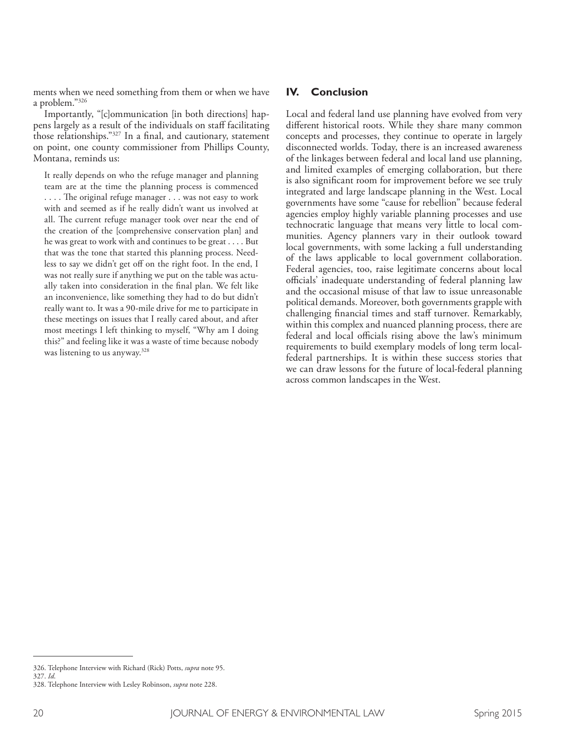ments when we need something from them or when we have a problem."[326]

Importantly, "[c]ommunication [in both directions] happens largely as a result of the individuals on staff facilitating those relationships."[327] In a final, and cautionary, statement on point, one county commissioner from Phillips County, Montana, reminds us:

> It really depends on who the refuge manager and planning team are at the time the planning process is commenced . . . . The original refuge manager . . . was not easy to work with and seemed as if he really didn't want us involved at all. The current refuge manager took over near the end of the creation of the [comprehensive conservation plan] and he was great to work with and continues to be great . . . . But that was the tone that started this planning process. Needless to say we didn't get off on the right foot. In the end, I was not really sure if anything we put on the table was actually taken into consideration in the final plan. We felt like an inconvenience, like something they had to do but didn't really want to. It was a 90-mile drive for me to participate in these meetings on issues that I really cared about, and after most meetings I left thinking to myself, "Why am I doing this?" and feeling like it was a waste of time because nobody was listening to us anyway.[328]

## IV. Conclusion

Local and federal land use planning have evolved from very different historical roots. While they share many common concepts and processes, they continue to operate in largely disconnected worlds. Today, there is an increased awareness of the linkages between federal and local land use planning, and limited examples of emerging collaboration, but there is also significant room for improvement before we see truly integrated and large landscape planning in the West. Local governments have some "cause for rebellion" because federal agencies employ highly variable planning processes and use technocratic language that means very little to local communities. Agency planners vary in their outlook toward local governments, with some lacking a full understanding of the laws applicable to local government collaboration. Federal agencies, too, raise legitimate concerns about local officials' inadequate understanding of federal planning law and the occasional misuse of that law to issue unreasonable political demands. Moreover, both governments grapple with challenging financial times and staff turnover. Remarkably, within this complex and nuanced planning process, there are federal and local officials rising above the law's minimum requirements to build exemplary models of long term local-federal partnerships. It is within these success stories that we can draw lessons for the future of local-federal planning across common landscapes in the West.

---

326. Telephone Interview with Richard (Rick) Potts, *supra* note 95.

327. *Id.*

328. Telephone Interview with Lesley Robinson, *supra* note 228.